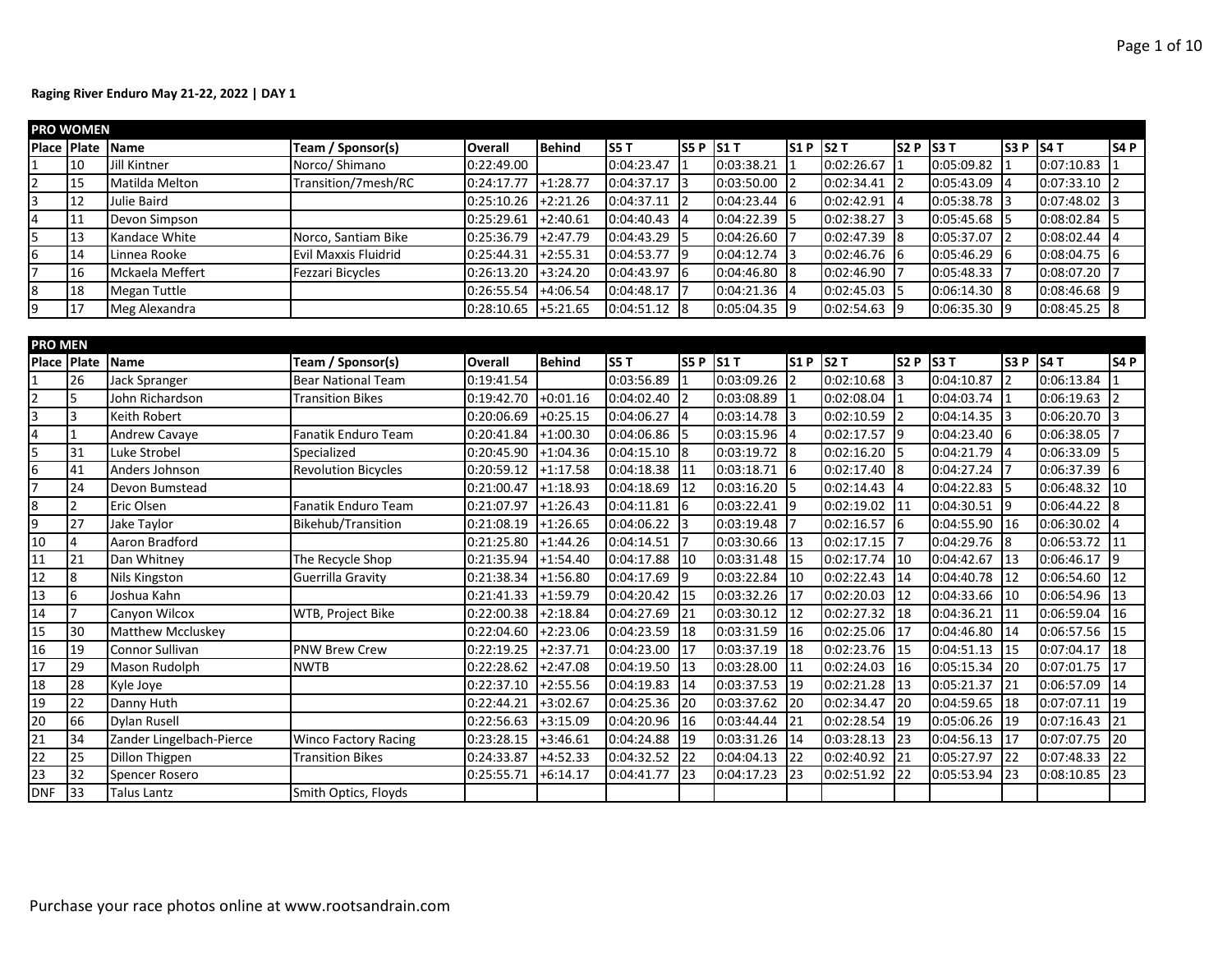**Raging River Enduro May 21-22, 2022 | DAY 1**

**PRO WOMEN**

| Place | Plate | Name | Team / Sponsor(s) | Overall | Behind | S5 T | S5 P | S1 T | S1 P | S2 T | S2 P | S3 T | S3 P | S4 T | S4 P |
|---|---|---|---|---|---|---|---|---|---|---|---|---|---|---|---|
| 1 | 10 | Jill Kintner | Norco/ Shimano | 0:22:49.00 | | 0:04:23.47 | 1 | 0:03:38.21 | 1 | 0:02:26.67 | 1 | 0:05:09.82 | 1 | 0:07:10.83 | 1 |
| 2 | 15 | Matilda Melton | Transition/7mesh/RC | 0:24:17.77 | +1:28.77 | 0:04:37.17 | 3 | 0:03:50.00 | 2 | 0:02:34.41 | 2 | 0:05:43.09 | 4 | 0:07:33.10 | 2 |
| 3 | 12 | Julie Baird | | 0:25:10.26 | +2:21.26 | 0:04:37.11 | 2 | 0:04:23.44 | 6 | 0:02:42.91 | 4 | 0:05:38.78 | 3 | 0:07:48.02 | 3 |
| 4 | 11 | Devon Simpson | | 0:25:29.61 | +2:40.61 | 0:04:40.43 | 4 | 0:04:22.39 | 5 | 0:02:38.27 | 3 | 0:05:45.68 | 5 | 0:08:02.84 | 5 |
| 5 | 13 | Kandace White | Norco, Santiam Bike | 0:25:36.79 | +2:47.79 | 0:04:43.29 | 5 | 0:04:26.60 | 7 | 0:02:47.39 | 8 | 0:05:37.07 | 2 | 0:08:02.44 | 4 |
| 6 | 14 | Linnea Rooke | Evil Maxxis Fluidrid | 0:25:44.31 | +2:55.31 | 0:04:53.77 | 9 | 0:04:12.74 | 3 | 0:02:46.76 | 6 | 0:05:46.29 | 6 | 0:08:04.75 | 6 |
| 7 | 16 | Mckaela Meffert | Fezzari Bicycles | 0:26:13.20 | +3:24.20 | 0:04:43.97 | 6 | 0:04:46.80 | 8 | 0:02:46.90 | 7 | 0:05:48.33 | 7 | 0:08:07.20 | 7 |
| 8 | 18 | Megan Tuttle | | 0:26:55.54 | +4:06.54 | 0:04:48.17 | 7 | 0:04:21.36 | 4 | 0:02:45.03 | 5 | 0:06:14.30 | 8 | 0:08:46.68 | 9 |
| 9 | 17 | Meg Alexandra | | 0:28:10.65 | +5:21.65 | 0:04:51.12 | 8 | 0:05:04.35 | 9 | 0:02:54.63 | 9 | 0:06:35.30 | 9 | 0:08:45.25 | 8 |

**PRO MEN**

| Place | Plate | Name | Team / Sponsor(s) | Overall | Behind | S5 T | S5 P | S1 T | S1 P | S2 T | S2 P | S3 T | S3 P | S4 T | S4 P |
|---|---|---|---|---|---|---|---|---|---|---|---|---|---|---|---|
| 1 | 26 | Jack Spranger | Bear National Team | 0:19:41.54 | | 0:03:56.89 | 1 | 0:03:09.26 | 2 | 0:02:10.68 | 3 | 0:04:10.87 | 2 | 0:06:13.84 | 1 |
| 2 | 5 | John Richardson | Transition Bikes | 0:19:42.70 | +0:01.16 | 0:04:02.40 | 2 | 0:03:08.89 | 1 | 0:02:08.04 | 1 | 0:04:03.74 | 1 | 0:06:19.63 | 2 |
| 3 | 3 | Keith Robert | | 0:20:06.69 | +0:25.15 | 0:04:06.27 | 4 | 0:03:14.78 | 3 | 0:02:10.59 | 2 | 0:04:14.35 | 3 | 0:06:20.70 | 3 |
| 4 | 1 | Andrew Cavaye | Fanatik Enduro Team | 0:20:41.84 | +1:00.30 | 0:04:06.86 | 5 | 0:03:15.96 | 4 | 0:02:17.57 | 9 | 0:04:23.40 | 6 | 0:06:38.05 | 7 |
| 5 | 31 | Luke Strobel | Specialized | 0:20:45.90 | +1:04.36 | 0:04:15.10 | 8 | 0:03:19.72 | 8 | 0:02:16.20 | 5 | 0:04:21.79 | 4 | 0:06:33.09 | 5 |
| 6 | 41 | Anders Johnson | Revolution Bicycles | 0:20:59.12 | +1:17.58 | 0:04:18.38 | 11 | 0:03:18.71 | 6 | 0:02:17.40 | 8 | 0:04:27.24 | 7 | 0:06:37.39 | 6 |
| 7 | 24 | Devon Bumstead | | 0:21:00.47 | +1:18.93 | 0:04:18.69 | 12 | 0:03:16.20 | 5 | 0:02:14.43 | 4 | 0:04:22.83 | 5 | 0:06:48.32 | 10 |
| 8 | 2 | Eric Olsen | Fanatik Enduro Team | 0:21:07.97 | +1:26.43 | 0:04:11.81 | 6 | 0:03:22.41 | 9 | 0:02:19.02 | 11 | 0:04:30.51 | 9 | 0:06:44.22 | 8 |
| 9 | 27 | Jake Taylor | Bikehub/Transition | 0:21:08.19 | +1:26.65 | 0:04:06.22 | 3 | 0:03:19.48 | 7 | 0:02:16.57 | 6 | 0:04:55.90 | 16 | 0:06:30.02 | 4 |
| 10 | 4 | Aaron Bradford | | 0:21:25.80 | +1:44.26 | 0:04:14.51 | 7 | 0:03:30.66 | 13 | 0:02:17.15 | 7 | 0:04:29.76 | 8 | 0:06:53.72 | 11 |
| 11 | 21 | Dan Whitney | The Recycle Shop | 0:21:35.94 | +1:54.40 | 0:04:17.88 | 10 | 0:03:31.48 | 15 | 0:02:17.74 | 10 | 0:04:42.67 | 13 | 0:06:46.17 | 9 |
| 12 | 8 | Nils Kingston | Guerrilla Gravity | 0:21:38.34 | +1:56.80 | 0:04:17.69 | 9 | 0:03:22.84 | 10 | 0:02:22.43 | 14 | 0:04:40.78 | 12 | 0:06:54.60 | 12 |
| 13 | 6 | Joshua Kahn | | 0:21:41.33 | +1:59.79 | 0:04:20.42 | 15 | 0:03:32.26 | 17 | 0:02:20.03 | 12 | 0:04:33.66 | 10 | 0:06:54.96 | 13 |
| 14 | 7 | Canyon Wilcox | WTB, Project Bike | 0:22:00.38 | +2:18.84 | 0:04:27.69 | 21 | 0:03:30.12 | 12 | 0:02:27.32 | 18 | 0:04:36.21 | 11 | 0:06:59.04 | 16 |
| 15 | 30 | Matthew Mccluskey | | 0:22:04.60 | +2:23.06 | 0:04:23.59 | 18 | 0:03:31.59 | 16 | 0:02:25.06 | 17 | 0:04:46.80 | 14 | 0:06:57.56 | 15 |
| 16 | 19 | Connor Sullivan | PNW Brew Crew | 0:22:19.25 | +2:37.71 | 0:04:23.00 | 17 | 0:03:37.19 | 18 | 0:02:23.76 | 15 | 0:04:51.13 | 15 | 0:07:04.17 | 18 |
| 17 | 29 | Mason Rudolph | NWTB | 0:22:28.62 | +2:47.08 | 0:04:19.50 | 13 | 0:03:28.00 | 11 | 0:02:24.03 | 16 | 0:05:15.34 | 20 | 0:07:01.75 | 17 |
| 18 | 28 | Kyle Joye | | 0:22:37.10 | +2:55.56 | 0:04:19.83 | 14 | 0:03:37.53 | 19 | 0:02:21.28 | 13 | 0:05:21.37 | 21 | 0:06:57.09 | 14 |
| 19 | 22 | Danny Huth | | 0:22:44.21 | +3:02.67 | 0:04:25.36 | 20 | 0:03:37.62 | 20 | 0:02:34.47 | 20 | 0:04:59.65 | 18 | 0:07:07.11 | 19 |
| 20 | 66 | Dylan Rusell | | 0:22:56.63 | +3:15.09 | 0:04:20.96 | 16 | 0:03:44.44 | 21 | 0:02:28.54 | 19 | 0:05:06.26 | 19 | 0:07:16.43 | 21 |
| 21 | 34 | Zander Lingelbach-Pierce | Winco Factory Racing | 0:23:28.15 | +3:46.61 | 0:04:24.88 | 19 | 0:03:31.26 | 14 | 0:03:28.13 | 23 | 0:04:56.13 | 17 | 0:07:07.75 | 20 |
| 22 | 25 | Dillon Thigpen | Transition Bikes | 0:24:33.87 | +4:52.33 | 0:04:32.52 | 22 | 0:04:04.13 | 22 | 0:02:40.92 | 21 | 0:05:27.97 | 22 | 0:07:48.33 | 22 |
| 23 | 32 | Spencer Rosero | | 0:25:55.71 | +6:14.17 | 0:04:41.77 | 23 | 0:04:17.23 | 23 | 0:02:51.92 | 22 | 0:05:53.94 | 23 | 0:08:10.85 | 23 |
| DNF | 33 | Talus Lantz | Smith Optics, Floyds | | | | | | | | | | | | |

Purchase your race photos online at www.rootsandrain.com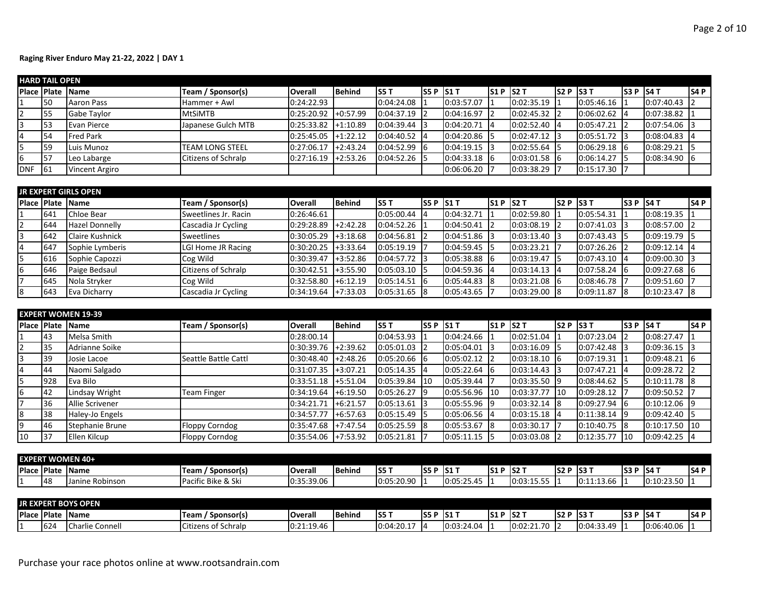**Raging River Enduro May 21-22, 2022 | DAY 1**

| HARD TAIL OPEN | | | | | | | | | | | | | | | | |
|---|---|---|---|---|---|---|---|---|---|---|---|---|---|---|---|---|
| Place | Plate | Name | Team / Sponsor(s) | Overall | Behind | S5 T | S5 P | S1 T | S1 P | S2 T | S2 P | S3 T | S3 P | S4 T | S4 P |
| 1 | 50 | Aaron Pass | Hammer + Awl | 0:24:22.93 | | 0:04:24.08 | 1 | 0:03:57.07 | 1 | 0:02:35.19 | 1 | 0:05:46.16 | 1 | 0:07:40.43 | 2 |
| 2 | 55 | Gabe Taylor | MtSiMTB | 0:25:20.92 | +0:57.99 | 0:04:37.19 | 2 | 0:04:16.97 | 2 | 0:02:45.32 | 2 | 0:06:02.62 | 4 | 0:07:38.82 | 1 |
| 3 | 53 | Evan Pierce | Japanese Gulch MTB | 0:25:33.82 | +1:10.89 | 0:04:39.44 | 3 | 0:04:20.71 | 4 | 0:02:52.40 | 4 | 0:05:47.21 | 2 | 0:07:54.06 | 3 |
| 4 | 54 | Fred Park | | 0:25:45.05 | +1:22.12 | 0:04:40.52 | 4 | 0:04:20.86 | 5 | 0:02:47.12 | 3 | 0:05:51.72 | 3 | 0:08:04.83 | 4 |
| 5 | 59 | Luis Munoz | TEAM LONG STEEL | 0:27:06.17 | +2:43.24 | 0:04:52.99 | 6 | 0:04:19.15 | 3 | 0:02:55.64 | 5 | 0:06:29.18 | 6 | 0:08:29.21 | 5 |
| 6 | 57 | Leo Labarge | Citizens of Schralp | 0:27:16.19 | +2:53.26 | 0:04:52.26 | 5 | 0:04:33.18 | 6 | 0:03:01.58 | 6 | 0:06:14.27 | 5 | 0:08:34.90 | 6 |
| DNF | 61 | Vincent Argiro | | | | | | 0:06:06.20 | 7 | 0:03:38.29 | 7 | 0:15:17.30 | 7 | | |

| JR EXPERT GIRLS OPEN | | | | | | | | | | | | | | | |
|---|---|---|---|---|---|---|---|---|---|---|---|---|---|---|---|
| Place | Plate | Name | Team / Sponsor(s) | Overall | Behind | S5 T | S5 P | S1 T | S1 P | S2 T | S2 P | S3 T | S3 P | S4 T | S4 P |
| 1 | 641 | Chloe Bear | Sweetlines Jr. Racin | 0:26:46.61 | | 0:05:00.44 | 4 | 0:04:32.71 | 1 | 0:02:59.80 | 1 | 0:05:54.31 | 1 | 0:08:19.35 | 1 |
| 2 | 644 | Hazel Donnelly | Cascadia Jr Cycling | 0:29:28.89 | +2:42.28 | 0:04:52.26 | 1 | 0:04:50.41 | 2 | 0:03:08.19 | 2 | 0:07:41.03 | 3 | 0:08:57.00 | 2 |
| 3 | 642 | Claire Kushnick | Sweetlines | 0:30:05.29 | +3:18.68 | 0:04:56.81 | 2 | 0:04:51.86 | 3 | 0:03:13.40 | 3 | 0:07:43.43 | 5 | 0:09:19.79 | 5 |
| 4 | 647 | Sophie Lymberis | LGI Home JR Racing | 0:30:20.25 | +3:33.64 | 0:05:19.19 | 7 | 0:04:59.45 | 5 | 0:03:23.21 | 7 | 0:07:26.26 | 2 | 0:09:12.14 | 4 |
| 5 | 616 | Sophie Capozzi | Cog Wild | 0:30:39.47 | +3:52.86 | 0:04:57.72 | 3 | 0:05:38.88 | 6 | 0:03:19.47 | 5 | 0:07:43.10 | 4 | 0:09:00.30 | 3 |
| 6 | 646 | Paige Bedsaul | Citizens of Schralp | 0:30:42.51 | +3:55.90 | 0:05:03.10 | 5 | 0:04:59.36 | 4 | 0:03:14.13 | 4 | 0:07:58.24 | 6 | 0:09:27.68 | 6 |
| 7 | 645 | Nola Stryker | Cog Wild | 0:32:58.80 | +6:12.19 | 0:05:14.51 | 6 | 0:05:44.83 | 8 | 0:03:21.08 | 6 | 0:08:46.78 | 7 | 0:09:51.60 | 7 |
| 8 | 643 | Eva Dicharry | Cascadia Jr Cycling | 0:34:19.64 | +7:33.03 | 0:05:31.65 | 8 | 0:05:43.65 | 7 | 0:03:29.00 | 8 | 0:09:11.87 | 8 | 0:10:23.47 | 8 |

| EXPERT WOMEN 19-39 | | | | | | | | | | | | | | | |
|---|---|---|---|---|---|---|---|---|---|---|---|---|---|---|---|
| Place | Plate | Name | Team / Sponsor(s) | Overall | Behind | S5 T | S5 P | S1 T | S1 P | S2 T | S2 P | S3 T | S3 P | S4 T | S4 P |
| 1 | 43 | Melsa Smith | | 0:28:00.14 | | 0:04:53.93 | 1 | 0:04:24.66 | 1 | 0:02:51.04 | 1 | 0:07:23.04 | 2 | 0:08:27.47 | 1 |
| 2 | 35 | Adrianne Soike | | 0:30:39.76 | +2:39.62 | 0:05:01.03 | 2 | 0:05:04.01 | 3 | 0:03:16.09 | 5 | 0:07:42.48 | 3 | 0:09:36.15 | 3 |
| 3 | 39 | Josie Lacoe | Seattle Battle Cattl | 0:30:48.40 | +2:48.26 | 0:05:20.66 | 6 | 0:05:02.12 | 2 | 0:03:18.10 | 6 | 0:07:19.31 | 1 | 0:09:48.21 | 6 |
| 4 | 44 | Naomi Salgado | | 0:31:07.35 | +3:07.21 | 0:05:14.35 | 4 | 0:05:22.64 | 6 | 0:03:14.43 | 3 | 0:07:47.21 | 4 | 0:09:28.72 | 2 |
| 5 | 928 | Eva Bilo | | 0:33:51.18 | +5:51.04 | 0:05:39.84 | 10 | 0:05:39.44 | 7 | 0:03:35.50 | 9 | 0:08:44.62 | 5 | 0:10:11.78 | 8 |
| 6 | 42 | Lindsay Wright | Team Finger | 0:34:19.64 | +6:19.50 | 0:05:26.27 | 9 | 0:05:56.96 | 10 | 0:03:37.77 | 10 | 0:09:28.12 | 7 | 0:09:50.52 | 7 |
| 7 | 36 | Allie Scrivener | | 0:34:21.71 | +6:21.57 | 0:05:13.61 | 3 | 0:05:55.96 | 9 | 0:03:32.14 | 8 | 0:09:27.94 | 6 | 0:10:12.06 | 9 |
| 8 | 38 | Haley-Jo Engels | | 0:34:57.77 | +6:57.63 | 0:05:15.49 | 5 | 0:05:06.56 | 4 | 0:03:15.18 | 4 | 0:11:38.14 | 9 | 0:09:42.40 | 5 |
| 9 | 46 | Stephanie Brune | Floppy Corndog | 0:35:47.68 | +7:47.54 | 0:05:25.59 | 8 | 0:05:53.67 | 8 | 0:03:30.17 | 7 | 0:10:40.75 | 8 | 0:10:17.50 | 10 |
| 10 | 37 | Ellen Kilcup | Floppy Corndog | 0:35:54.06 | +7:53.92 | 0:05:21.81 | 7 | 0:05:11.15 | 5 | 0:03:03.08 | 2 | 0:12:35.77 | 10 | 0:09:42.25 | 4 |

| EXPERT WOMEN 40+ | | | | | | | | | | | | | | | |
|---|---|---|---|---|---|---|---|---|---|---|---|---|---|---|---|
| Place | Plate | Name | Team / Sponsor(s) | Overall | Behind | S5 T | S5 P | S1 T | S1 P | S2 T | S2 P | S3 T | S3 P | S4 T | S4 P |
| 1 | 48 | Janine Robinson | Pacific Bike & Ski | 0:35:39.06 | | 0:05:20.90 | 1 | 0:05:25.45 | 1 | 0:03:15.55 | 1 | 0:11:13.66 | 1 | 0:10:23.50 | 1 |

| JR EXPERT BOYS OPEN | | | | | | | | | | | | | | | |
|---|---|---|---|---|---|---|---|---|---|---|---|---|---|---|---|
| Place | Plate | Name | Team / Sponsor(s) | Overall | Behind | S5 T | S5 P | S1 T | S1 P | S2 T | S2 P | S3 T | S3 P | S4 T | S4 P |
| 1 | 624 | Charlie Connell | Citizens of Schralp | 0:21:19.46 | | 0:04:20.17 | 4 | 0:03:24.04 | 1 | 0:02:21.70 | 2 | 0:04:33.49 | 1 | 0:06:40.06 | 1 |

Purchase your race photos online at www.rootsandrain.com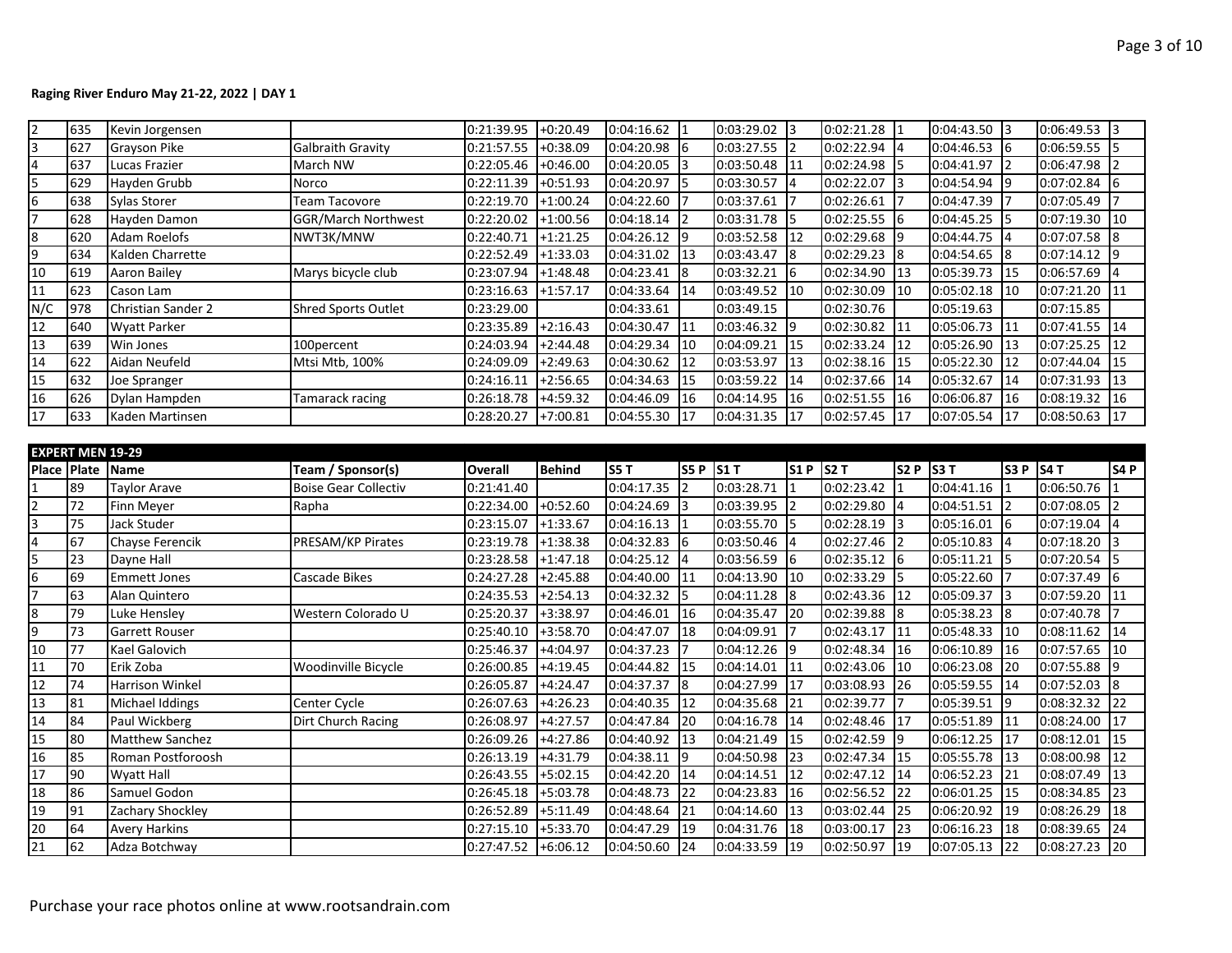**Raging River Enduro May 21-22, 2022 | DAY 1**

| | | | | | | | | | | | | | | | | | |
|---|---|---|---|---|---|---|---|---|---|---|---|---|---|---|---|---|---|
| 2 | 635 | Kevin Jorgensen | | 0:21:39.95 | +0:20.49 | 0:04:16.62 | 1 | 0:03:29.02 | 3 | 0:02:21.28 | 1 | 0:04:43.50 | 3 | 0:06:49.53 | 3 |
| 3 | 627 | Grayson Pike | Galbraith Gravity | 0:21:57.55 | +0:38.09 | 0:04:20.98 | 6 | 0:03:27.55 | 2 | 0:02:22.94 | 4 | 0:04:46.53 | 6 | 0:06:59.55 | 5 |
| 4 | 637 | Lucas Frazier | March NW | 0:22:05.46 | +0:46.00 | 0:04:20.05 | 3 | 0:03:50.48 | 11 | 0:02:24.98 | 5 | 0:04:41.97 | 2 | 0:06:47.98 | 2 |
| 5 | 629 | Hayden Grubb | Norco | 0:22:11.39 | +0:51.93 | 0:04:20.97 | 5 | 0:03:30.57 | 4 | 0:02:22.07 | 3 | 0:04:54.94 | 9 | 0:07:02.84 | 6 |
| 6 | 638 | Sylas Storer | Team Tacovore | 0:22:19.70 | +1:00.24 | 0:04:22.60 | 7 | 0:03:37.61 | 7 | 0:02:26.61 | 7 | 0:04:47.39 | 7 | 0:07:05.49 | 7 |
| 7 | 628 | Hayden Damon | GGR/March Northwest | 0:22:20.02 | +1:00.56 | 0:04:18.14 | 2 | 0:03:31.78 | 5 | 0:02:25.55 | 6 | 0:04:45.25 | 5 | 0:07:19.30 | 10 |
| 8 | 620 | Adam Roelofs | NWT3K/MNW | 0:22:40.71 | +1:21.25 | 0:04:26.12 | 9 | 0:03:52.58 | 12 | 0:02:29.68 | 9 | 0:04:44.75 | 4 | 0:07:07.58 | 8 |
| 9 | 634 | Kalden Charrette | | 0:22:52.49 | +1:33.03 | 0:04:31.02 | 13 | 0:03:43.47 | 8 | 0:02:29.23 | 8 | 0:04:54.65 | 8 | 0:07:14.12 | 9 |
| 10 | 619 | Aaron Bailey | Marys bicycle club | 0:23:07.94 | +1:48.48 | 0:04:23.41 | 8 | 0:03:32.21 | 6 | 0:02:34.90 | 13 | 0:05:39.73 | 15 | 0:06:57.69 | 4 |
| 11 | 623 | Cason Lam | | 0:23:16.63 | +1:57.17 | 0:04:33.64 | 14 | 0:03:49.52 | 10 | 0:02:30.09 | 10 | 0:05:02.18 | 10 | 0:07:21.20 | 11 |
| N/C | 978 | Christian Sander 2 | Shred Sports Outlet | 0:23:29.00 | | 0:04:33.61 | | 0:03:49.15 | | 0:02:30.76 | | 0:05:19.63 | | 0:07:15.85 | |
| 12 | 640 | Wyatt Parker | | 0:23:35.89 | +2:16.43 | 0:04:30.47 | 11 | 0:03:46.32 | 9 | 0:02:30.82 | 11 | 0:05:06.73 | 11 | 0:07:41.55 | 14 |
| 13 | 639 | Win Jones | 100percent | 0:24:03.94 | +2:44.48 | 0:04:29.34 | 10 | 0:04:09.21 | 15 | 0:02:33.24 | 12 | 0:05:26.90 | 13 | 0:07:25.25 | 12 |
| 14 | 622 | Aidan Neufeld | Mtsi Mtb, 100% | 0:24:09.09 | +2:49.63 | 0:04:30.62 | 12 | 0:03:53.97 | 13 | 0:02:38.16 | 15 | 0:05:22.30 | 12 | 0:07:44.04 | 15 |
| 15 | 632 | Joe Spranger | | 0:24:16.11 | +2:56.65 | 0:04:34.63 | 15 | 0:03:59.22 | 14 | 0:02:37.66 | 14 | 0:05:32.67 | 14 | 0:07:31.93 | 13 |
| 16 | 626 | Dylan Hampden | Tamarack racing | 0:26:18.78 | +4:59.32 | 0:04:46.09 | 16 | 0:04:14.95 | 16 | 0:02:51.55 | 16 | 0:06:06.87 | 16 | 0:08:19.32 | 16 |
| 17 | 633 | Kaden Martinsen | | 0:28:20.27 | +7:00.81 | 0:04:55.30 | 17 | 0:04:31.35 | 17 | 0:02:57.45 | 17 | 0:07:05.54 | 17 | 0:08:50.63 | 17 |

**EXPERT MEN 19-29**

| Place | Plate | Name | Team / Sponsor(s) | Overall | Behind | S5 T | S5 P | S1 T | S1 P | S2 T | S2 P | S3 T | S3 P | S4 T | S4 P |
|---|---|---|---|---|---|---|---|---|---|---|---|---|---|---|---|
| 1 | 89 | Taylor Arave | Boise Gear Collectiv | 0:21:41.40 | | 0:04:17.35 | 2 | 0:03:28.71 | 1 | 0:02:23.42 | 1 | 0:04:41.16 | 1 | 0:06:50.76 | 1 |
| 2 | 72 | Finn Meyer | Rapha | 0:22:34.00 | +0:52.60 | 0:04:24.69 | 3 | 0:03:39.95 | 2 | 0:02:29.80 | 4 | 0:04:51.51 | 2 | 0:07:08.05 | 2 |
| 3 | 75 | Jack Studer | | 0:23:15.07 | +1:33.67 | 0:04:16.13 | 1 | 0:03:55.70 | 5 | 0:02:28.19 | 3 | 0:05:16.01 | 6 | 0:07:19.04 | 4 |
| 4 | 67 | Chayse Ferencik | PRESAM/KP Pirates | 0:23:19.78 | +1:38.38 | 0:04:32.83 | 6 | 0:03:50.46 | 4 | 0:02:27.46 | 2 | 0:05:10.83 | 4 | 0:07:18.20 | 3 |
| 5 | 23 | Dayne Hall | | 0:23:28.58 | +1:47.18 | 0:04:25.12 | 4 | 0:03:56.59 | 6 | 0:02:35.12 | 6 | 0:05:11.21 | 5 | 0:07:20.54 | 5 |
| 6 | 69 | Emmett Jones | Cascade Bikes | 0:24:27.28 | +2:45.88 | 0:04:40.00 | 11 | 0:04:13.90 | 10 | 0:02:33.29 | 5 | 0:05:22.60 | 7 | 0:07:37.49 | 6 |
| 7 | 63 | Alan Quintero | | 0:24:35.53 | +2:54.13 | 0:04:32.32 | 5 | 0:04:11.28 | 8 | 0:02:43.36 | 12 | 0:05:09.37 | 3 | 0:07:59.20 | 11 |
| 8 | 79 | Luke Hensley | Western Colorado U | 0:25:20.37 | +3:38.97 | 0:04:46.01 | 16 | 0:04:35.47 | 20 | 0:02:39.88 | 8 | 0:05:38.23 | 8 | 0:07:40.78 | 7 |
| 9 | 73 | Garrett Rouser | | 0:25:40.10 | +3:58.70 | 0:04:47.07 | 18 | 0:04:09.91 | 7 | 0:02:43.17 | 11 | 0:05:48.33 | 10 | 0:08:11.62 | 14 |
| 10 | 77 | Kael Galovich | | 0:25:46.37 | +4:04.97 | 0:04:37.23 | 7 | 0:04:12.26 | 9 | 0:02:48.34 | 16 | 0:06:10.89 | 16 | 0:07:57.65 | 10 |
| 11 | 70 | Erik Zoba | Woodinville Bicycle | 0:26:00.85 | +4:19.45 | 0:04:44.82 | 15 | 0:04:14.01 | 11 | 0:02:43.06 | 10 | 0:06:23.08 | 20 | 0:07:55.88 | 9 |
| 12 | 74 | Harrison Winkel | | 0:26:05.87 | +4:24.47 | 0:04:37.37 | 8 | 0:04:27.99 | 17 | 0:03:08.93 | 26 | 0:05:59.55 | 14 | 0:07:52.03 | 8 |
| 13 | 81 | Michael Iddings | Center Cycle | 0:26:07.63 | +4:26.23 | 0:04:40.35 | 12 | 0:04:35.68 | 21 | 0:02:39.77 | 7 | 0:05:39.51 | 9 | 0:08:32.32 | 22 |
| 14 | 84 | Paul Wickberg | Dirt Church Racing | 0:26:08.97 | +4:27.57 | 0:04:47.84 | 20 | 0:04:16.78 | 14 | 0:02:48.46 | 17 | 0:05:51.89 | 11 | 0:08:24.00 | 17 |
| 15 | 80 | Matthew Sanchez | | 0:26:09.26 | +4:27.86 | 0:04:40.92 | 13 | 0:04:21.49 | 15 | 0:02:42.59 | 9 | 0:06:12.25 | 17 | 0:08:12.01 | 15 |
| 16 | 85 | Roman Postforoosh | | 0:26:13.19 | +4:31.79 | 0:04:38.11 | 9 | 0:04:50.98 | 23 | 0:02:47.34 | 15 | 0:05:55.78 | 13 | 0:08:00.98 | 12 |
| 17 | 90 | Wyatt Hall | | 0:26:43.55 | +5:02.15 | 0:04:42.20 | 14 | 0:04:14.51 | 12 | 0:02:47.12 | 14 | 0:06:52.23 | 21 | 0:08:07.49 | 13 |
| 18 | 86 | Samuel Godon | | 0:26:45.18 | +5:03.78 | 0:04:48.73 | 22 | 0:04:23.83 | 16 | 0:02:56.52 | 22 | 0:06:01.25 | 15 | 0:08:34.85 | 23 |
| 19 | 91 | Zachary Shockley | | 0:26:52.89 | +5:11.49 | 0:04:48.64 | 21 | 0:04:14.60 | 13 | 0:03:02.44 | 25 | 0:06:20.92 | 19 | 0:08:26.29 | 18 |
| 20 | 64 | Avery Harkins | | 0:27:15.10 | +5:33.70 | 0:04:47.29 | 19 | 0:04:31.76 | 18 | 0:03:00.17 | 23 | 0:06:16.23 | 18 | 0:08:39.65 | 24 |
| 21 | 62 | Adza Botchway | | 0:27:47.52 | +6:06.12 | 0:04:50.60 | 24 | 0:04:33.59 | 19 | 0:02:50.97 | 19 | 0:07:05.13 | 22 | 0:08:27.23 | 20 |

Purchase your race photos online at www.rootsandrain.com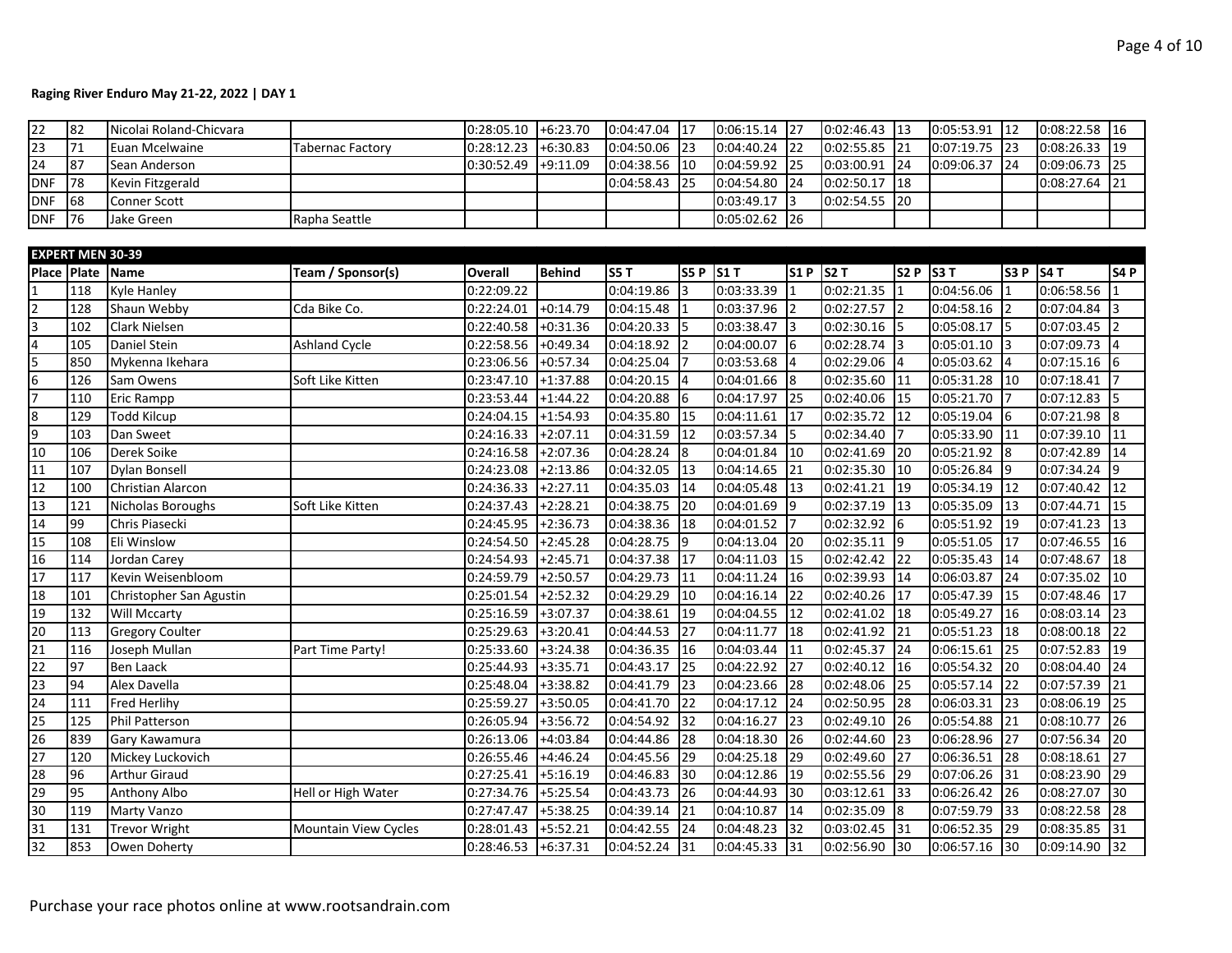**Raging River Enduro May 21-22, 2022 | DAY 1**

| | | | | | | | | | | | | | | | |
|---|---|---|---|---|---|---|---|---|---|---|---|---|---|---|---|
| 22 | 82 | Nicolai Roland-Chicvara | | 0:28:05.10 | +6:23.70 | 0:04:47.04 | 17 | 0:06:15.14 | 27 | 0:02:46.43 | 13 | 0:05:53.91 | 12 | 0:08:22.58 | 16 |
| 23 | 71 | Euan Mcelwaine | Tabernac Factory | 0:28:12.23 | +6:30.83 | 0:04:50.06 | 23 | 0:04:40.24 | 22 | 0:02:55.85 | 21 | 0:07:19.75 | 23 | 0:08:26.33 | 19 |
| 24 | 87 | Sean Anderson | | 0:30:52.49 | +9:11.09 | 0:04:38.56 | 10 | 0:04:59.92 | 25 | 0:03:00.91 | 24 | 0:09:06.37 | 24 | 0:09:06.73 | 25 |
| DNF | 78 | Kevin Fitzgerald | | | | 0:04:58.43 | 25 | 0:04:54.80 | 24 | 0:02:50.17 | 18 | | | 0:08:27.64 | 21 |
| DNF | 68 | Conner Scott | | | | | | 0:03:49.17 | 3 | 0:02:54.55 | 20 | | | | |
| DNF | 76 | Jake Green | Rapha Seattle | | | | | 0:05:02.62 | 26 | | | | | | |

**EXPERT MEN 30-39**

| Place | Plate | Name | Team / Sponsor(s) | Overall | Behind | S5 T | S5 P | S1 T | S1 P | S2 T | S2 P | S3 T | S3 P | S4 T | S4 P |
|---|---|---|---|---|---|---|---|---|---|---|---|---|---|---|---|
| 1 | 118 | Kyle Hanley | | 0:22:09.22 | | 0:04:19.86 | 3 | 0:03:33.39 | 1 | 0:02:21.35 | 1 | 0:04:56.06 | 1 | 0:06:58.56 | 1 |
| 2 | 128 | Shaun Webby | Cda Bike Co. | 0:22:24.01 | +0:14.79 | 0:04:15.48 | 1 | 0:03:37.96 | 2 | 0:02:27.57 | 2 | 0:04:58.16 | 2 | 0:07:04.84 | 3 |
| 3 | 102 | Clark Nielsen | | 0:22:40.58 | +0:31.36 | 0:04:20.33 | 5 | 0:03:38.47 | 3 | 0:02:30.16 | 5 | 0:05:08.17 | 5 | 0:07:03.45 | 2 |
| 4 | 105 | Daniel Stein | Ashland Cycle | 0:22:58.56 | +0:49.34 | 0:04:18.92 | 2 | 0:04:00.07 | 6 | 0:02:28.74 | 3 | 0:05:01.10 | 3 | 0:07:09.73 | 4 |
| 5 | 850 | Mykenna Ikehara | | 0:23:06.56 | +0:57.34 | 0:04:25.04 | 7 | 0:03:53.68 | 4 | 0:02:29.06 | 4 | 0:05:03.62 | 4 | 0:07:15.16 | 6 |
| 6 | 126 | Sam Owens | Soft Like Kitten | 0:23:47.10 | +1:37.88 | 0:04:20.15 | 4 | 0:04:01.66 | 8 | 0:02:35.60 | 11 | 0:05:31.28 | 10 | 0:07:18.41 | 7 |
| 7 | 110 | Eric Rampp | | 0:23:53.44 | +1:44.22 | 0:04:20.88 | 6 | 0:04:17.97 | 25 | 0:02:40.06 | 15 | 0:05:21.70 | 7 | 0:07:12.83 | 5 |
| 8 | 129 | Todd Kilcup | | 0:24:04.15 | +1:54.93 | 0:04:35.80 | 15 | 0:04:11.61 | 17 | 0:02:35.72 | 12 | 0:05:19.04 | 6 | 0:07:21.98 | 8 |
| 9 | 103 | Dan Sweet | | 0:24:16.33 | +2:07.11 | 0:04:31.59 | 12 | 0:03:57.34 | 5 | 0:02:34.40 | 7 | 0:05:33.90 | 11 | 0:07:39.10 | 11 |
| 10 | 106 | Derek Soike | | 0:24:16.58 | +2:07.36 | 0:04:28.24 | 8 | 0:04:01.84 | 10 | 0:02:41.69 | 20 | 0:05:21.92 | 8 | 0:07:42.89 | 14 |
| 11 | 107 | Dylan Bonsell | | 0:24:23.08 | +2:13.86 | 0:04:32.05 | 13 | 0:04:14.65 | 21 | 0:02:35.30 | 10 | 0:05:26.84 | 9 | 0:07:34.24 | 9 |
| 12 | 100 | Christian Alarcon | | 0:24:36.33 | +2:27.11 | 0:04:35.03 | 14 | 0:04:05.48 | 13 | 0:02:41.21 | 19 | 0:05:34.19 | 12 | 0:07:40.42 | 12 |
| 13 | 121 | Nicholas Boroughs | Soft Like Kitten | 0:24:37.43 | +2:28.21 | 0:04:38.75 | 20 | 0:04:01.69 | 9 | 0:02:37.19 | 13 | 0:05:35.09 | 13 | 0:07:44.71 | 15 |
| 14 | 99 | Chris Piasecki | | 0:24:45.95 | +2:36.73 | 0:04:38.36 | 18 | 0:04:01.52 | 7 | 0:02:32.92 | 6 | 0:05:51.92 | 19 | 0:07:41.23 | 13 |
| 15 | 108 | Eli Winslow | | 0:24:54.50 | +2:45.28 | 0:04:28.75 | 9 | 0:04:13.04 | 20 | 0:02:35.11 | 9 | 0:05:51.05 | 17 | 0:07:46.55 | 16 |
| 16 | 114 | Jordan Carey | | 0:24:54.93 | +2:45.71 | 0:04:37.38 | 17 | 0:04:11.03 | 15 | 0:02:42.42 | 22 | 0:05:35.43 | 14 | 0:07:48.67 | 18 |
| 17 | 117 | Kevin Weisenbloom | | 0:24:59.79 | +2:50.57 | 0:04:29.73 | 11 | 0:04:11.24 | 16 | 0:02:39.93 | 14 | 0:06:03.87 | 24 | 0:07:35.02 | 10 |
| 18 | 101 | Christopher San Agustin | | 0:25:01.54 | +2:52.32 | 0:04:29.29 | 10 | 0:04:16.14 | 22 | 0:02:40.26 | 17 | 0:05:47.39 | 15 | 0:07:48.46 | 17 |
| 19 | 132 | Will Mccarty | | 0:25:16.59 | +3:07.37 | 0:04:38.61 | 19 | 0:04:04.55 | 12 | 0:02:41.02 | 18 | 0:05:49.27 | 16 | 0:08:03.14 | 23 |
| 20 | 113 | Gregory Coulter | | 0:25:29.63 | +3:20.41 | 0:04:44.53 | 27 | 0:04:11.77 | 18 | 0:02:41.92 | 21 | 0:05:51.23 | 18 | 0:08:00.18 | 22 |
| 21 | 116 | Joseph Mullan | Part Time Party! | 0:25:33.60 | +3:24.38 | 0:04:36.35 | 16 | 0:04:03.44 | 11 | 0:02:45.37 | 24 | 0:06:15.61 | 25 | 0:07:52.83 | 19 |
| 22 | 97 | Ben Laack | | 0:25:44.93 | +3:35.71 | 0:04:43.17 | 25 | 0:04:22.92 | 27 | 0:02:40.12 | 16 | 0:05:54.32 | 20 | 0:08:04.40 | 24 |
| 23 | 94 | Alex Davella | | 0:25:48.04 | +3:38.82 | 0:04:41.79 | 23 | 0:04:23.66 | 28 | 0:02:48.06 | 25 | 0:05:57.14 | 22 | 0:07:57.39 | 21 |
| 24 | 111 | Fred Herlihy | | 0:25:59.27 | +3:50.05 | 0:04:41.70 | 22 | 0:04:17.12 | 24 | 0:02:50.95 | 28 | 0:06:03.31 | 23 | 0:08:06.19 | 25 |
| 25 | 125 | Phil Patterson | | 0:26:05.94 | +3:56.72 | 0:04:54.92 | 32 | 0:04:16.27 | 23 | 0:02:49.10 | 26 | 0:05:54.88 | 21 | 0:08:10.77 | 26 |
| 26 | 839 | Gary Kawamura | | 0:26:13.06 | +4:03.84 | 0:04:44.86 | 28 | 0:04:18.30 | 26 | 0:02:44.60 | 23 | 0:06:28.96 | 27 | 0:07:56.34 | 20 |
| 27 | 120 | Mickey Luckovich | | 0:26:55.46 | +4:46.24 | 0:04:45.56 | 29 | 0:04:25.18 | 29 | 0:02:49.60 | 27 | 0:06:36.51 | 28 | 0:08:18.61 | 27 |
| 28 | 96 | Arthur Giraud | | 0:27:25.41 | +5:16.19 | 0:04:46.83 | 30 | 0:04:12.86 | 19 | 0:02:55.56 | 29 | 0:07:06.26 | 31 | 0:08:23.90 | 29 |
| 29 | 95 | Anthony Albo | Hell or High Water | 0:27:34.76 | +5:25.54 | 0:04:43.73 | 26 | 0:04:44.93 | 30 | 0:03:12.61 | 33 | 0:06:26.42 | 26 | 0:08:27.07 | 30 |
| 30 | 119 | Marty Vanzo | | 0:27:47.47 | +5:38.25 | 0:04:39.14 | 21 | 0:04:10.87 | 14 | 0:02:35.09 | 8 | 0:07:59.79 | 33 | 0:08:22.58 | 28 |
| 31 | 131 | Trevor Wright | Mountain View Cycles | 0:28:01.43 | +5:52.21 | 0:04:42.55 | 24 | 0:04:48.23 | 32 | 0:03:02.45 | 31 | 0:06:52.35 | 29 | 0:08:35.85 | 31 |
| 32 | 853 | Owen Doherty | | 0:28:46.53 | +6:37.31 | 0:04:52.24 | 31 | 0:04:45.33 | 31 | 0:02:56.90 | 30 | 0:06:57.16 | 30 | 0:09:14.90 | 32 |

Purchase your race photos online at www.rootsandrain.com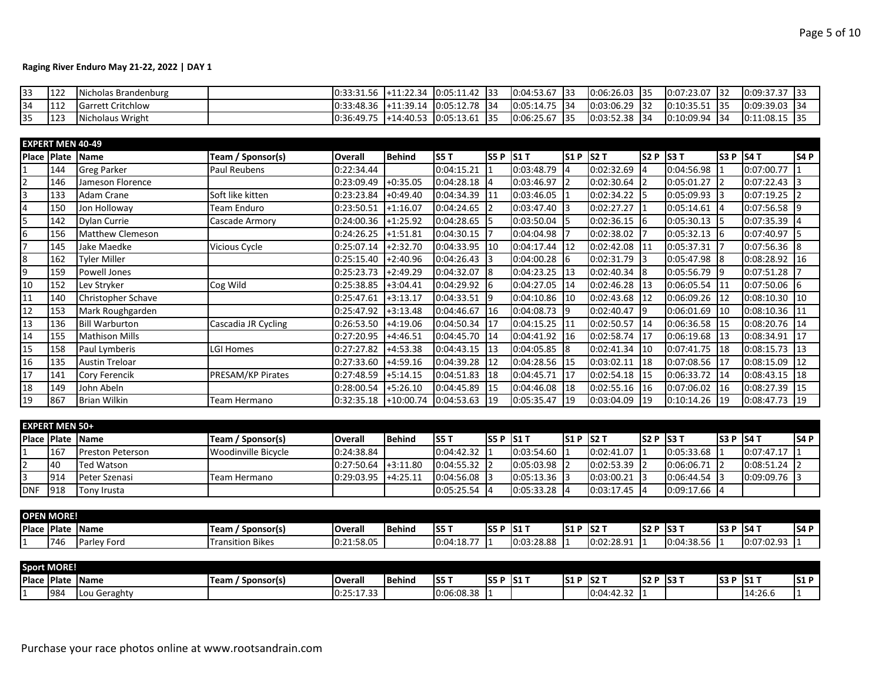**Raging River Enduro May 21-22, 2022 | DAY 1**

| | | | | | | | | | | | | | | | |
|---|---|---|---|---|---|---|---|---|---|---|---|---|---|---|---|
| 33 | 122 | Nicholas Brandenburg | | 0:33:31.56 | +11:22.34 | 0:05:11.42 | 33 | 0:04:53.67 | 33 | 0:06:26.03 | 35 | 0:07:23.07 | 32 | 0:09:37.37 | 33 |
| 34 | 112 | Garrett Critchlow | | 0:33:48.36 | +11:39.14 | 0:05:12.78 | 34 | 0:05:14.75 | 34 | 0:03:06.29 | 32 | 0:10:35.51 | 35 | 0:09:39.03 | 34 |
| 35 | 123 | Nicholaus Wright | | 0:36:49.75 | +14:40.53 | 0:05:13.61 | 35 | 0:06:25.67 | 35 | 0:03:52.38 | 34 | 0:10:09.94 | 34 | 0:11:08.15 | 35 |

**EXPERT MEN 40-49**

| Place | Plate | Name | Team / Sponsor(s) | Overall | Behind | S5 T | S5 P | S1 T | S1 P | S2 T | S2 P | S3 T | S3 P | S4 T | S4 P |
|---|---|---|---|---|---|---|---|---|---|---|---|---|---|---|---|
| 1 | 144 | Greg Parker | Paul Reubens | 0:22:34.44 | | 0:04:15.21 | 1 | 0:03:48.79 | 4 | 0:02:32.69 | 4 | 0:04:56.98 | 1 | 0:07:00.77 | 1 |
| 2 | 146 | Jameson Florence | | 0:23:09.49 | +0:35.05 | 0:04:28.18 | 4 | 0:03:46.97 | 2 | 0:02:30.64 | 2 | 0:05:01.27 | 2 | 0:07:22.43 | 3 |
| 3 | 133 | Adam Crane | Soft like kitten | 0:23:23.84 | +0:49.40 | 0:04:34.39 | 11 | 0:03:46.05 | 1 | 0:02:34.22 | 5 | 0:05:09.93 | 3 | 0:07:19.25 | 2 |
| 4 | 150 | Jon Holloway | Team Enduro | 0:23:50.51 | +1:16.07 | 0:04:24.65 | 2 | 0:03:47.40 | 3 | 0:02:27.27 | 1 | 0:05:14.61 | 4 | 0:07:56.58 | 9 |
| 5 | 142 | Dylan Currie | Cascade Armory | 0:24:00.36 | +1:25.92 | 0:04:28.65 | 5 | 0:03:50.04 | 5 | 0:02:36.15 | 6 | 0:05:30.13 | 5 | 0:07:35.39 | 4 |
| 6 | 156 | Matthew Clemeson | | 0:24:26.25 | +1:51.81 | 0:04:30.15 | 7 | 0:04:04.98 | 7 | 0:02:38.02 | 7 | 0:05:32.13 | 6 | 0:07:40.97 | 5 |
| 7 | 145 | Jake Maedke | Vicious Cycle | 0:25:07.14 | +2:32.70 | 0:04:33.95 | 10 | 0:04:17.44 | 12 | 0:02:42.08 | 11 | 0:05:37.31 | 7 | 0:07:56.36 | 8 |
| 8 | 162 | Tyler Miller | | 0:25:15.40 | +2:40.96 | 0:04:26.43 | 3 | 0:04:00.28 | 6 | 0:02:31.79 | 3 | 0:05:47.98 | 8 | 0:08:28.92 | 16 |
| 9 | 159 | Powell Jones | | 0:25:23.73 | +2:49.29 | 0:04:32.07 | 8 | 0:04:23.25 | 13 | 0:02:40.34 | 8 | 0:05:56.79 | 9 | 0:07:51.28 | 7 |
| 10 | 152 | Lev Stryker | Cog Wild | 0:25:38.85 | +3:04.41 | 0:04:29.92 | 6 | 0:04:27.05 | 14 | 0:02:46.28 | 13 | 0:06:05.54 | 11 | 0:07:50.06 | 6 |
| 11 | 140 | Christopher Schave | | 0:25:47.61 | +3:13.17 | 0:04:33.51 | 9 | 0:04:10.86 | 10 | 0:02:43.68 | 12 | 0:06:09.26 | 12 | 0:08:10.30 | 10 |
| 12 | 153 | Mark Roughgarden | | 0:25:47.92 | +3:13.48 | 0:04:46.67 | 16 | 0:04:08.73 | 9 | 0:02:40.47 | 9 | 0:06:01.69 | 10 | 0:08:10.36 | 11 |
| 13 | 136 | Bill Warburton | Cascadia JR Cycling | 0:26:53.50 | +4:19.06 | 0:04:50.34 | 17 | 0:04:15.25 | 11 | 0:02:50.57 | 14 | 0:06:36.58 | 15 | 0:08:20.76 | 14 |
| 14 | 155 | Mathison Mills | | 0:27:20.95 | +4:46.51 | 0:04:45.70 | 14 | 0:04:41.92 | 16 | 0:02:58.74 | 17 | 0:06:19.68 | 13 | 0:08:34.91 | 17 |
| 15 | 158 | Paul Lymberis | LGI Homes | 0:27:27.82 | +4:53.38 | 0:04:43.15 | 13 | 0:04:05.85 | 8 | 0:02:41.34 | 10 | 0:07:41.75 | 18 | 0:08:15.73 | 13 |
| 16 | 135 | Austin Treloar | | 0:27:33.60 | +4:59.16 | 0:04:39.28 | 12 | 0:04:28.56 | 15 | 0:03:02.11 | 18 | 0:07:08.56 | 17 | 0:08:15.09 | 12 |
| 17 | 141 | Cory Ferencik | PRESAM/KP Pirates | 0:27:48.59 | +5:14.15 | 0:04:51.83 | 18 | 0:04:45.71 | 17 | 0:02:54.18 | 15 | 0:06:33.72 | 14 | 0:08:43.15 | 18 |
| 18 | 149 | John Abeln | | 0:28:00.54 | +5:26.10 | 0:04:45.89 | 15 | 0:04:46.08 | 18 | 0:02:55.16 | 16 | 0:07:06.02 | 16 | 0:08:27.39 | 15 |
| 19 | 867 | Brian Wilkin | Team Hermano | 0:32:35.18 | +10:00.74 | 0:04:53.63 | 19 | 0:05:35.47 | 19 | 0:03:04.09 | 19 | 0:10:14.26 | 19 | 0:08:47.73 | 19 |

**EXPERT MEN 50+**

| Place | Plate | Name | Team / Sponsor(s) | Overall | Behind | S5 T | S5 P | S1 T | S1 P | S2 T | S2 P | S3 T | S3 P | S4 T | S4 P |
|---|---|---|---|---|---|---|---|---|---|---|---|---|---|---|---|
| 1 | 167 | Preston Peterson | Woodinville Bicycle | 0:24:38.84 | | 0:04:42.32 | 1 | 0:03:54.60 | 1 | 0:02:41.07 | 1 | 0:05:33.68 | 1 | 0:07:47.17 | 1 |
| 2 | 40 | Ted Watson | | 0:27:50.64 | +3:11.80 | 0:04:55.32 | 2 | 0:05:03.98 | 2 | 0:02:53.39 | 2 | 0:06:06.71 | 2 | 0:08:51.24 | 2 |
| 3 | 914 | Peter Szenasi | Team Hermano | 0:29:03.95 | +4:25.11 | 0:04:56.08 | 3 | 0:05:13.36 | 3 | 0:03:00.21 | 3 | 0:06:44.54 | 3 | 0:09:09.76 | 3 |
| DNF | 918 | Tony Irusta | | | | 0:05:25.54 | 4 | 0:05:33.28 | 4 | 0:03:17.45 | 4 | 0:09:17.66 | 4 | | |

**OPEN MORE!**

| Place | Plate | Name | Team / Sponsor(s) | Overall | Behind | S5 T | S5 P | S1 T | S1 P | S2 T | S2 P | S3 T | S3 P | S4 T | S4 P |
|---|---|---|---|---|---|---|---|---|---|---|---|---|---|---|---|
| 1 | 746 | Parley Ford | Transition Bikes | 0:21:58.05 | | 0:04:18.77 | 1 | 0:03:28.88 | 1 | 0:02:28.91 | 1 | 0:04:38.56 | 1 | 0:07:02.93 | 1 |

**Sport MORE!**

| Place | Plate | Name | Team / Sponsor(s) | Overall | Behind | S5 T | S5 P | S1 T | S1 P | S2 T | S2 P | S3 T | S3 P | S1 T | S1 P |
|---|---|---|---|---|---|---|---|---|---|---|---|---|---|---|---|
| 1 | 984 | Lou Geraghty | | 0:25:17.33 | | 0:06:08.38 | 1 | | | 0:04:42.32 | 1 | | | 14:26.6 | 1 |

Purchase your race photos online at www.rootsandrain.com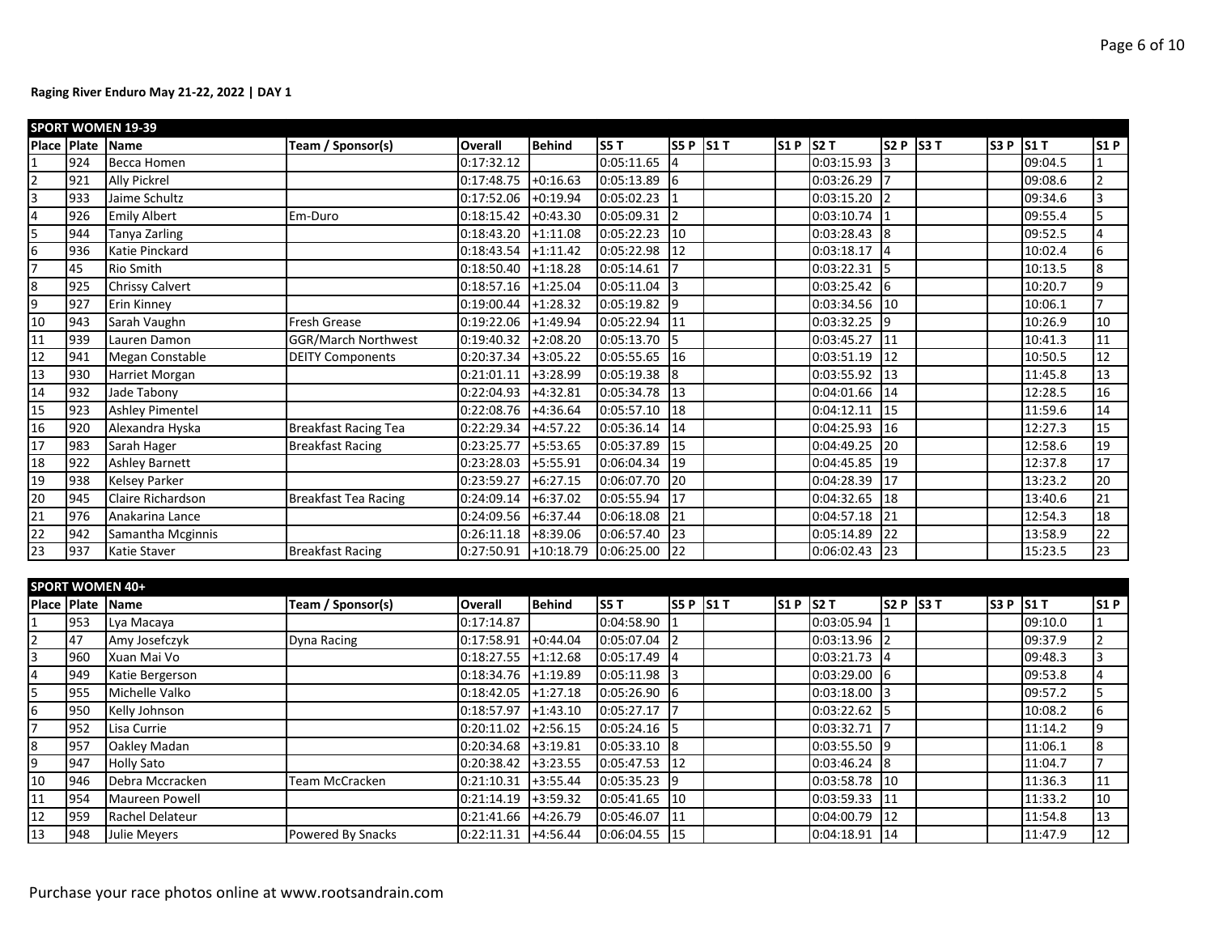**Raging River Enduro May 21-22, 2022 | DAY 1**

| SPORT WOMEN 19-39 | | | | | | | | | | | | | | | | |
|---|---|---|---|---|---|---|---|---|---|---|---|---|---|---|---|---|
| Place | Plate | Name | Team / Sponsor(s) | Overall | Behind | S5 T | S5 P | S1 T | S1 P | S2 T | S2 P | S3 T | S3 P | S1 T | S1 P |
| 1 | 924 | Becca Homen | | 0:17:32.12 | | 0:05:11.65 | 4 | | | 0:03:15.93 | 3 | | | 09:04.5 | 1 |
| 2 | 921 | Ally Pickrel | | 0:17:48.75 | +0:16.63 | 0:05:13.89 | 6 | | | 0:03:26.29 | 7 | | | 09:08.6 | 2 |
| 3 | 933 | Jaime Schultz | | 0:17:52.06 | +0:19.94 | 0:05:02.23 | 1 | | | 0:03:15.20 | 2 | | | 09:34.6 | 3 |
| 4 | 926 | Emily Albert | Em-Duro | 0:18:15.42 | +0:43.30 | 0:05:09.31 | 2 | | | 0:03:10.74 | 1 | | | 09:55.4 | 5 |
| 5 | 944 | Tanya Zarling | | 0:18:43.20 | +1:11.08 | 0:05:22.23 | 10 | | | 0:03:28.43 | 8 | | | 09:52.5 | 4 |
| 6 | 936 | Katie Pinckard | | 0:18:43.54 | +1:11.42 | 0:05:22.98 | 12 | | | 0:03:18.17 | 4 | | | 10:02.4 | 6 |
| 7 | 45 | Rio Smith | | 0:18:50.40 | +1:18.28 | 0:05:14.61 | 7 | | | 0:03:22.31 | 5 | | | 10:13.5 | 8 |
| 8 | 925 | Chrissy Calvert | | 0:18:57.16 | +1:25.04 | 0:05:11.04 | 3 | | | 0:03:25.42 | 6 | | | 10:20.7 | 9 |
| 9 | 927 | Erin Kinney | | 0:19:00.44 | +1:28.32 | 0:05:19.82 | 9 | | | 0:03:34.56 | 10 | | | 10:06.1 | 7 |
| 10 | 943 | Sarah Vaughn | Fresh Grease | 0:19:22.06 | +1:49.94 | 0:05:22.94 | 11 | | | 0:03:32.25 | 9 | | | 10:26.9 | 10 |
| 11 | 939 | Lauren Damon | GGR/March Northwest | 0:19:40.32 | +2:08.20 | 0:05:13.70 | 5 | | | 0:03:45.27 | 11 | | | 10:41.3 | 11 |
| 12 | 941 | Megan Constable | DEITY Components | 0:20:37.34 | +3:05.22 | 0:05:55.65 | 16 | | | 0:03:51.19 | 12 | | | 10:50.5 | 12 |
| 13 | 930 | Harriet Morgan | | 0:21:01.11 | +3:28.99 | 0:05:19.38 | 8 | | | 0:03:55.92 | 13 | | | 11:45.8 | 13 |
| 14 | 932 | Jade Tabony | | 0:22:04.93 | +4:32.81 | 0:05:34.78 | 13 | | | 0:04:01.66 | 14 | | | 12:28.5 | 16 |
| 15 | 923 | Ashley Pimentel | | 0:22:08.76 | +4:36.64 | 0:05:57.10 | 18 | | | 0:04:12.11 | 15 | | | 11:59.6 | 14 |
| 16 | 920 | Alexandra Hyska | Breakfast Racing Tea | 0:22:29.34 | +4:57.22 | 0:05:36.14 | 14 | | | 0:04:25.93 | 16 | | | 12:27.3 | 15 |
| 17 | 983 | Sarah Hager | Breakfast Racing | 0:23:25.77 | +5:53.65 | 0:05:37.89 | 15 | | | 0:04:49.25 | 20 | | | 12:58.6 | 19 |
| 18 | 922 | Ashley Barnett | | 0:23:28.03 | +5:55.91 | 0:06:04.34 | 19 | | | 0:04:45.85 | 19 | | | 12:37.8 | 17 |
| 19 | 938 | Kelsey Parker | | 0:23:59.27 | +6:27.15 | 0:06:07.70 | 20 | | | 0:04:28.39 | 17 | | | 13:23.2 | 20 |
| 20 | 945 | Claire Richardson | Breakfast Tea Racing | 0:24:09.14 | +6:37.02 | 0:05:55.94 | 17 | | | 0:04:32.65 | 18 | | | 13:40.6 | 21 |
| 21 | 976 | Anakarina Lance | | 0:24:09.56 | +6:37.44 | 0:06:18.08 | 21 | | | 0:04:57.18 | 21 | | | 12:54.3 | 18 |
| 22 | 942 | Samantha Mcginnis | | 0:26:11.18 | +8:39.06 | 0:06:57.40 | 23 | | | 0:05:14.89 | 22 | | | 13:58.9 | 22 |
| 23 | 937 | Katie Staver | Breakfast Racing | 0:27:50.91 | +10:18.79 | 0:06:25.00 | 22 | | | 0:06:02.43 | 23 | | | 15:23.5 | 23 |

| SPORT WOMEN 40+ | | | | | | | | | | | | | | | |
|---|---|---|---|---|---|---|---|---|---|---|---|---|---|---|---|
| Place | Plate | Name | Team / Sponsor(s) | Overall | Behind | S5 T | S5 P | S1 T | S1 P | S2 T | S2 P | S3 T | S3 P | S1 T | S1 P |
| 1 | 953 | Lya Macaya | | 0:17:14.87 | | 0:04:58.90 | 1 | | | 0:03:05.94 | 1 | | | 09:10.0 | 1 |
| 2 | 47 | Amy Josefczyk | Dyna Racing | 0:17:58.91 | +0:44.04 | 0:05:07.04 | 2 | | | 0:03:13.96 | 2 | | | 09:37.9 | 2 |
| 3 | 960 | Xuan Mai Vo | | 0:18:27.55 | +1:12.68 | 0:05:17.49 | 4 | | | 0:03:21.73 | 4 | | | 09:48.3 | 3 |
| 4 | 949 | Katie Bergerson | | 0:18:34.76 | +1:19.89 | 0:05:11.98 | 3 | | | 0:03:29.00 | 6 | | | 09:53.8 | 4 |
| 5 | 955 | Michelle Valko | | 0:18:42.05 | +1:27.18 | 0:05:26.90 | 6 | | | 0:03:18.00 | 3 | | | 09:57.2 | 5 |
| 6 | 950 | Kelly Johnson | | 0:18:57.97 | +1:43.10 | 0:05:27.17 | 7 | | | 0:03:22.62 | 5 | | | 10:08.2 | 6 |
| 7 | 952 | Lisa Currie | | 0:20:11.02 | +2:56.15 | 0:05:24.16 | 5 | | | 0:03:32.71 | 7 | | | 11:14.2 | 9 |
| 8 | 957 | Oakley Madan | | 0:20:34.68 | +3:19.81 | 0:05:33.10 | 8 | | | 0:03:55.50 | 9 | | | 11:06.1 | 8 |
| 9 | 947 | Holly Sato | | 0:20:38.42 | +3:23.55 | 0:05:47.53 | 12 | | | 0:03:46.24 | 8 | | | 11:04.7 | 7 |
| 10 | 946 | Debra Mccracken | Team McCracken | 0:21:10.31 | +3:55.44 | 0:05:35.23 | 9 | | | 0:03:58.78 | 10 | | | 11:36.3 | 11 |
| 11 | 954 | Maureen Powell | | 0:21:14.19 | +3:59.32 | 0:05:41.65 | 10 | | | 0:03:59.33 | 11 | | | 11:33.2 | 10 |
| 12 | 959 | Rachel Delateur | | 0:21:41.66 | +4:26.79 | 0:05:46.07 | 11 | | | 0:04:00.79 | 12 | | | 11:54.8 | 13 |
| 13 | 948 | Julie Meyers | Powered By Snacks | 0:22:11.31 | +4:56.44 | 0:06:04.55 | 15 | | | 0:04:18.91 | 14 | | | 11:47.9 | 12 |

Purchase your race photos online at www.rootsandrain.com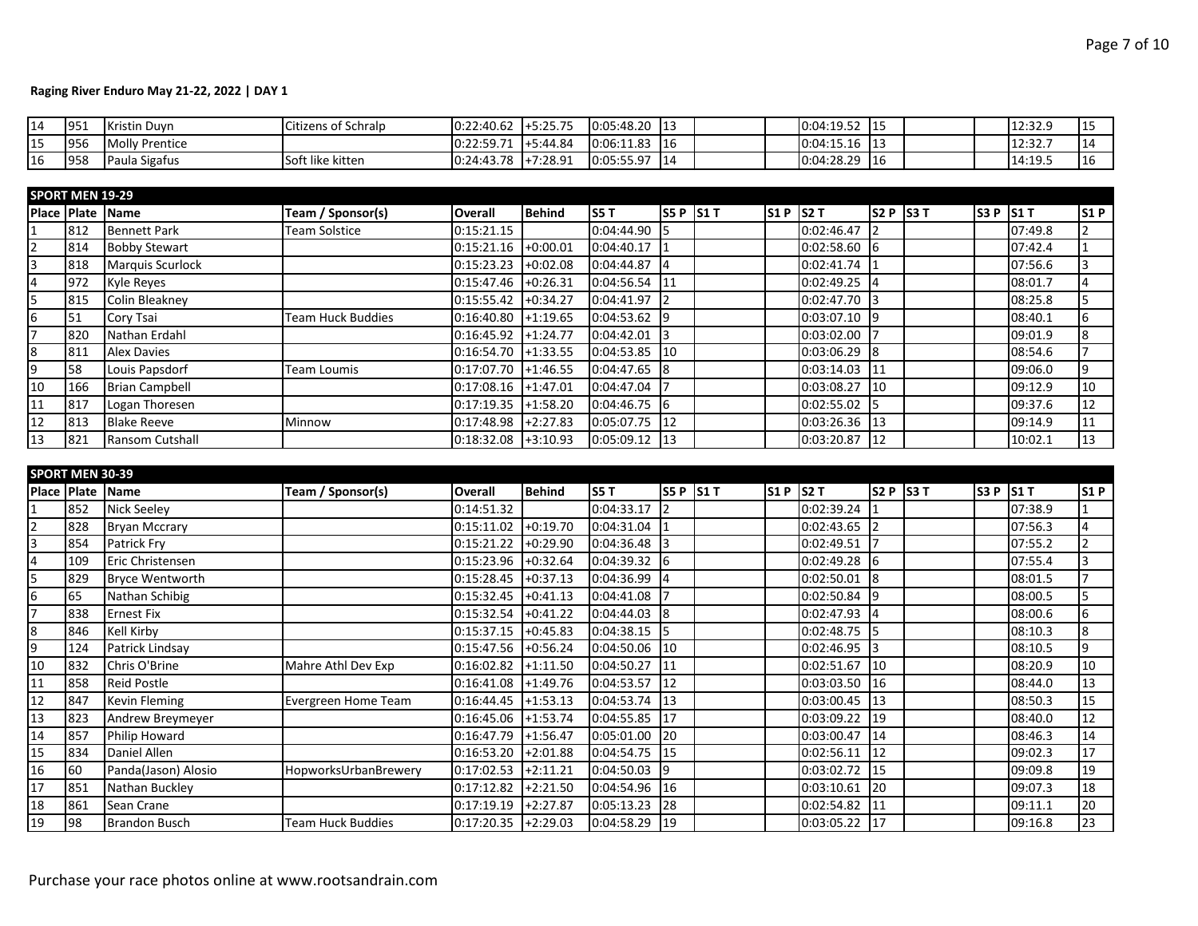**Raging River Enduro May 21-22, 2022 | DAY 1**

| | | | | | | | | | | | | | | | |
|---|---|---|---|---|---|---|---|---|---|---|---|---|---|---|---|
| 14 | 951 | Kristin Duyn | Citizens of Schralp | 0:22:40.62 | +5:25.75 | 0:05:48.20 | 13 | | | 0:04:19.52 | 15 | | | 12:32.9 | 15 |
| 15 | 956 | Molly Prentice | | 0:22:59.71 | +5:44.84 | 0:06:11.83 | 16 | | | 0:04:15.16 | 13 | | | 12:32.7 | 14 |
| 16 | 958 | Paula Sigafus | Soft like kitten | 0:24:43.78 | +7:28.91 | 0:05:55.97 | 14 | | | 0:04:28.29 | 16 | | | 14:19.5 | 16 |

**SPORT MEN 19-29**

| Place | Plate | Name | Team / Sponsor(s) | Overall | Behind | S5 T | S5 P | S1 T | S1 P | S2 T | S2 P | S3 T | S3 P | S1 T | S1 P |
|---|---|---|---|---|---|---|---|---|---|---|---|---|---|---|---|
| 1 | 812 | Bennett Park | Team Solstice | 0:15:21.15 | | 0:04:44.90 | 5 | | | 0:02:46.47 | 2 | | | 07:49.8 | 2 |
| 2 | 814 | Bobby Stewart | | 0:15:21.16 | +0:00.01 | 0:04:40.17 | 1 | | | 0:02:58.60 | 6 | | | 07:42.4 | 1 |
| 3 | 818 | Marquis Scurlock | | 0:15:23.23 | +0:02.08 | 0:04:44.87 | 4 | | | 0:02:41.74 | 1 | | | 07:56.6 | 3 |
| 4 | 972 | Kyle Reyes | | 0:15:47.46 | +0:26.31 | 0:04:56.54 | 11 | | | 0:02:49.25 | 4 | | | 08:01.7 | 4 |
| 5 | 815 | Colin Bleakney | | 0:15:55.42 | +0:34.27 | 0:04:41.97 | 2 | | | 0:02:47.70 | 3 | | | 08:25.8 | 5 |
| 6 | 51 | Cory Tsai | Team Huck Buddies | 0:16:40.80 | +1:19.65 | 0:04:53.62 | 9 | | | 0:03:07.10 | 9 | | | 08:40.1 | 6 |
| 7 | 820 | Nathan Erdahl | | 0:16:45.92 | +1:24.77 | 0:04:42.01 | 3 | | | 0:03:02.00 | 7 | | | 09:01.9 | 8 |
| 8 | 811 | Alex Davies | | 0:16:54.70 | +1:33.55 | 0:04:53.85 | 10 | | | 0:03:06.29 | 8 | | | 08:54.6 | 7 |
| 9 | 58 | Louis Papsdorf | Team Loumis | 0:17:07.70 | +1:46.55 | 0:04:47.65 | 8 | | | 0:03:14.03 | 11 | | | 09:06.0 | 9 |
| 10 | 166 | Brian Campbell | | 0:17:08.16 | +1:47.01 | 0:04:47.04 | 7 | | | 0:03:08.27 | 10 | | | 09:12.9 | 10 |
| 11 | 817 | Logan Thoresen | | 0:17:19.35 | +1:58.20 | 0:04:46.75 | 6 | | | 0:02:55.02 | 5 | | | 09:37.6 | 12 |
| 12 | 813 | Blake Reeve | Minnow | 0:17:48.98 | +2:27.83 | 0:05:07.75 | 12 | | | 0:03:26.36 | 13 | | | 09:14.9 | 11 |
| 13 | 821 | Ransom Cutshall | | 0:18:32.08 | +3:10.93 | 0:05:09.12 | 13 | | | 0:03:20.87 | 12 | | | 10:02.1 | 13 |

**SPORT MEN 30-39**

| Place | Plate | Name | Team / Sponsor(s) | Overall | Behind | S5 T | S5 P | S1 T | S1 P | S2 T | S2 P | S3 T | S3 P | S1 T | S1 P |
|---|---|---|---|---|---|---|---|---|---|---|---|---|---|---|---|
| 1 | 852 | Nick Seeley | | 0:14:51.32 | | 0:04:33.17 | 2 | | | 0:02:39.24 | 1 | | | 07:38.9 | 1 |
| 2 | 828 | Bryan Mccrary | | 0:15:11.02 | +0:19.70 | 0:04:31.04 | 1 | | | 0:02:43.65 | 2 | | | 07:56.3 | 4 |
| 3 | 854 | Patrick Fry | | 0:15:21.22 | +0:29.90 | 0:04:36.48 | 3 | | | 0:02:49.51 | 7 | | | 07:55.2 | 2 |
| 4 | 109 | Eric Christensen | | 0:15:23.96 | +0:32.64 | 0:04:39.32 | 6 | | | 0:02:49.28 | 6 | | | 07:55.4 | 3 |
| 5 | 829 | Bryce Wentworth | | 0:15:28.45 | +0:37.13 | 0:04:36.99 | 4 | | | 0:02:50.01 | 8 | | | 08:01.5 | 7 |
| 6 | 65 | Nathan Schibig | | 0:15:32.45 | +0:41.13 | 0:04:41.08 | 7 | | | 0:02:50.84 | 9 | | | 08:00.5 | 5 |
| 7 | 838 | Ernest Fix | | 0:15:32.54 | +0:41.22 | 0:04:44.03 | 8 | | | 0:02:47.93 | 4 | | | 08:00.6 | 6 |
| 8 | 846 | Kell Kirby | | 0:15:37.15 | +0:45.83 | 0:04:38.15 | 5 | | | 0:02:48.75 | 5 | | | 08:10.3 | 8 |
| 9 | 124 | Patrick Lindsay | | 0:15:47.56 | +0:56.24 | 0:04:50.06 | 10 | | | 0:02:46.95 | 3 | | | 08:10.5 | 9 |
| 10 | 832 | Chris O'Brine | Mahre Athl Dev Exp | 0:16:02.82 | +1:11.50 | 0:04:50.27 | 11 | | | 0:02:51.67 | 10 | | | 08:20.9 | 10 |
| 11 | 858 | Reid Postle | | 0:16:41.08 | +1:49.76 | 0:04:53.57 | 12 | | | 0:03:03.50 | 16 | | | 08:44.0 | 13 |
| 12 | 847 | Kevin Fleming | Evergreen Home Team | 0:16:44.45 | +1:53.13 | 0:04:53.74 | 13 | | | 0:03:00.45 | 13 | | | 08:50.3 | 15 |
| 13 | 823 | Andrew Breymeyer | | 0:16:45.06 | +1:53.74 | 0:04:55.85 | 17 | | | 0:03:09.22 | 19 | | | 08:40.0 | 12 |
| 14 | 857 | Philip Howard | | 0:16:47.79 | +1:56.47 | 0:05:01.00 | 20 | | | 0:03:00.47 | 14 | | | 08:46.3 | 14 |
| 15 | 834 | Daniel Allen | | 0:16:53.20 | +2:01.88 | 0:04:54.75 | 15 | | | 0:02:56.11 | 12 | | | 09:02.3 | 17 |
| 16 | 60 | Panda(Jason) Alosio | HopworksUrbanBrewery | 0:17:02.53 | +2:11.21 | 0:04:50.03 | 9 | | | 0:03:02.72 | 15 | | | 09:09.8 | 19 |
| 17 | 851 | Nathan Buckley | | 0:17:12.82 | +2:21.50 | 0:04:54.96 | 16 | | | 0:03:10.61 | 20 | | | 09:07.3 | 18 |
| 18 | 861 | Sean Crane | | 0:17:19.19 | +2:27.87 | 0:05:13.23 | 28 | | | 0:02:54.82 | 11 | | | 09:11.1 | 20 |
| 19 | 98 | Brandon Busch | Team Huck Buddies | 0:17:20.35 | +2:29.03 | 0:04:58.29 | 19 | | | 0:03:05.22 | 17 | | | 09:16.8 | 23 |

Purchase your race photos online at www.rootsandrain.com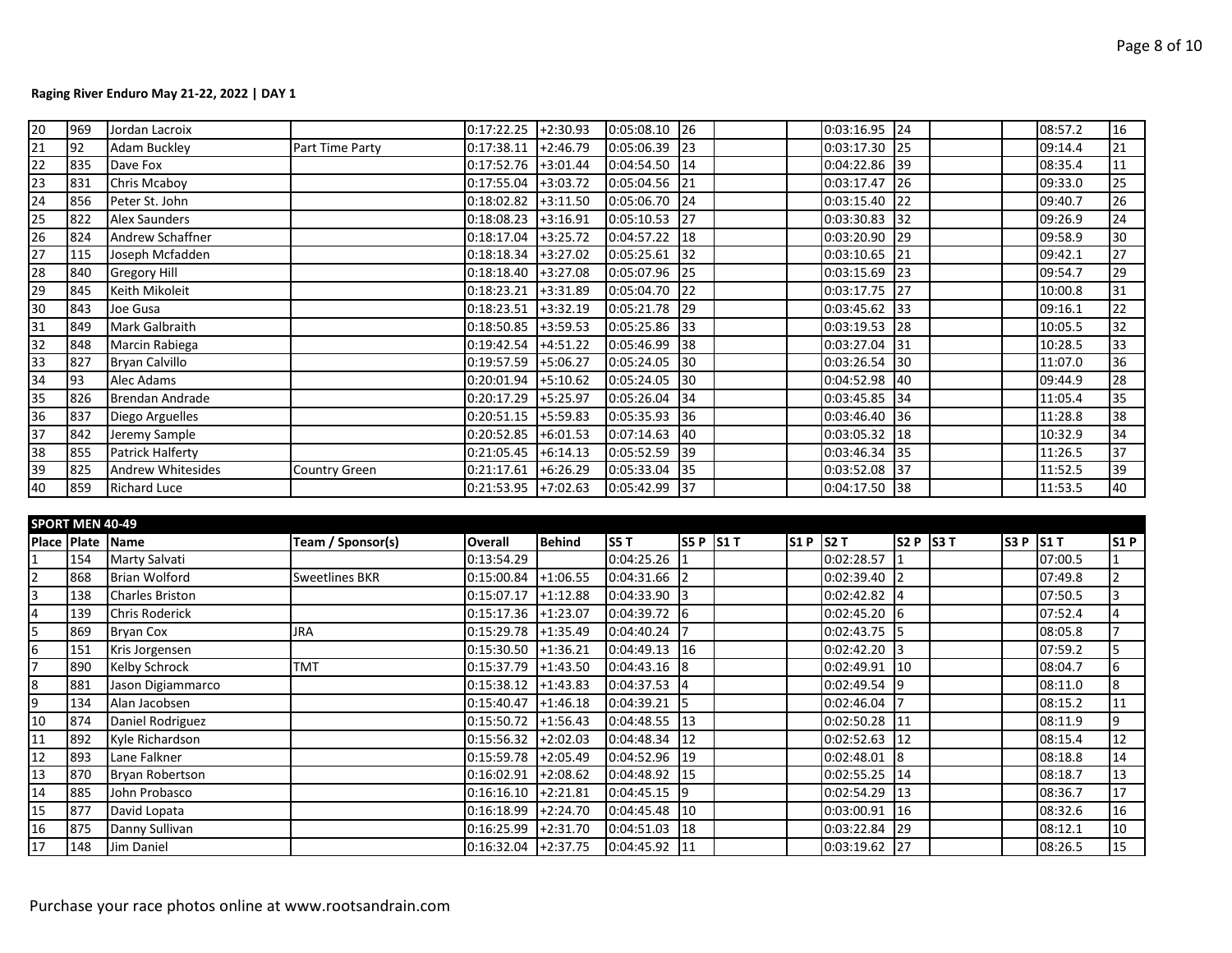**Raging River Enduro May 21-22, 2022 | DAY 1**

| | | | | | | | | | | | | | | | | |
|---|---|---|---|---|---|---|---|---|---|---|---|---|---|---|---|---|
| 20 | 969 | Jordan Lacroix | | 0:17:22.25 | +2:30.93 | 0:05:08.10 | 26 | | | 0:03:16.95 | 24 | | | 08:57.2 | 16 |
| 21 | 92 | Adam Buckley | Part Time Party | 0:17:38.11 | +2:46.79 | 0:05:06.39 | 23 | | | 0:03:17.30 | 25 | | | 09:14.4 | 21 |
| 22 | 835 | Dave Fox | | 0:17:52.76 | +3:01.44 | 0:04:54.50 | 14 | | | 0:04:22.86 | 39 | | | 08:35.4 | 11 |
| 23 | 831 | Chris Mcaboy | | 0:17:55.04 | +3:03.72 | 0:05:04.56 | 21 | | | 0:03:17.47 | 26 | | | 09:33.0 | 25 |
| 24 | 856 | Peter St. John | | 0:18:02.82 | +3:11.50 | 0:05:06.70 | 24 | | | 0:03:15.40 | 22 | | | 09:40.7 | 26 |
| 25 | 822 | Alex Saunders | | 0:18:08.23 | +3:16.91 | 0:05:10.53 | 27 | | | 0:03:30.83 | 32 | | | 09:26.9 | 24 |
| 26 | 824 | Andrew Schaffner | | 0:18:17.04 | +3:25.72 | 0:04:57.22 | 18 | | | 0:03:20.90 | 29 | | | 09:58.9 | 30 |
| 27 | 115 | Joseph Mcfadden | | 0:18:18.34 | +3:27.02 | 0:05:25.61 | 32 | | | 0:03:10.65 | 21 | | | 09:42.1 | 27 |
| 28 | 840 | Gregory Hill | | 0:18:18.40 | +3:27.08 | 0:05:07.96 | 25 | | | 0:03:15.69 | 23 | | | 09:54.7 | 29 |
| 29 | 845 | Keith Mikoleit | | 0:18:23.21 | +3:31.89 | 0:05:04.70 | 22 | | | 0:03:17.75 | 27 | | | 10:00.8 | 31 |
| 30 | 843 | Joe Gusa | | 0:18:23.51 | +3:32.19 | 0:05:21.78 | 29 | | | 0:03:45.62 | 33 | | | 09:16.1 | 22 |
| 31 | 849 | Mark Galbraith | | 0:18:50.85 | +3:59.53 | 0:05:25.86 | 33 | | | 0:03:19.53 | 28 | | | 10:05.5 | 32 |
| 32 | 848 | Marcin Rabiega | | 0:19:42.54 | +4:51.22 | 0:05:46.99 | 38 | | | 0:03:27.04 | 31 | | | 10:28.5 | 33 |
| 33 | 827 | Bryan Calvillo | | 0:19:57.59 | +5:06.27 | 0:05:24.05 | 30 | | | 0:03:26.54 | 30 | | | 11:07.0 | 36 |
| 34 | 93 | Alec Adams | | 0:20:01.94 | +5:10.62 | 0:05:24.05 | 30 | | | 0:04:52.98 | 40 | | | 09:44.9 | 28 |
| 35 | 826 | Brendan Andrade | | 0:20:17.29 | +5:25.97 | 0:05:26.04 | 34 | | | 0:03:45.85 | 34 | | | 11:05.4 | 35 |
| 36 | 837 | Diego Arguelles | | 0:20:51.15 | +5:59.83 | 0:05:35.93 | 36 | | | 0:03:46.40 | 36 | | | 11:28.8 | 38 |
| 37 | 842 | Jeremy Sample | | 0:20:52.85 | +6:01.53 | 0:07:14.63 | 40 | | | 0:03:05.32 | 18 | | | 10:32.9 | 34 |
| 38 | 855 | Patrick Halferty | | 0:21:05.45 | +6:14.13 | 0:05:52.59 | 39 | | | 0:03:46.34 | 35 | | | 11:26.5 | 37 |
| 39 | 825 | Andrew Whitesides | Country Green | 0:21:17.61 | +6:26.29 | 0:05:33.04 | 35 | | | 0:03:52.08 | 37 | | | 11:52.5 | 39 |
| 40 | 859 | Richard Luce | | 0:21:53.95 | +7:02.63 | 0:05:42.99 | 37 | | | 0:04:17.50 | 38 | | | 11:53.5 | 40 |

**SPORT MEN 40-49**

| Place | Plate | Name | Team / Sponsor(s) | Overall | Behind | S5 T | S5 P | S1 T | S1 P | S2 T | S2 P | S3 T | S3 P | S1 T | S1 P |
|---|---|---|---|---|---|---|---|---|---|---|---|---|---|---|---|
| 1 | 154 | Marty Salvati | | 0:13:54.29 | | 0:04:25.26 | 1 | | | 0:02:28.57 | 1 | | | 07:00.5 | 1 |
| 2 | 868 | Brian Wolford | Sweetlines BKR | 0:15:00.84 | +1:06.55 | 0:04:31.66 | 2 | | | 0:02:39.40 | 2 | | | 07:49.8 | 2 |
| 3 | 138 | Charles Briston | | 0:15:07.17 | +1:12.88 | 0:04:33.90 | 3 | | | 0:02:42.82 | 4 | | | 07:50.5 | 3 |
| 4 | 139 | Chris Roderick | | 0:15:17.36 | +1:23.07 | 0:04:39.72 | 6 | | | 0:02:45.20 | 6 | | | 07:52.4 | 4 |
| 5 | 869 | Bryan Cox | JRA | 0:15:29.78 | +1:35.49 | 0:04:40.24 | 7 | | | 0:02:43.75 | 5 | | | 08:05.8 | 7 |
| 6 | 151 | Kris Jorgensen | | 0:15:30.50 | +1:36.21 | 0:04:49.13 | 16 | | | 0:02:42.20 | 3 | | | 07:59.2 | 5 |
| 7 | 890 | Kelby Schrock | TMT | 0:15:37.79 | +1:43.50 | 0:04:43.16 | 8 | | | 0:02:49.91 | 10 | | | 08:04.7 | 6 |
| 8 | 881 | Jason Digiammarco | | 0:15:38.12 | +1:43.83 | 0:04:37.53 | 4 | | | 0:02:49.54 | 9 | | | 08:11.0 | 8 |
| 9 | 134 | Alan Jacobsen | | 0:15:40.47 | +1:46.18 | 0:04:39.21 | 5 | | | 0:02:46.04 | 7 | | | 08:15.2 | 11 |
| 10 | 874 | Daniel Rodriguez | | 0:15:50.72 | +1:56.43 | 0:04:48.55 | 13 | | | 0:02:50.28 | 11 | | | 08:11.9 | 9 |
| 11 | 892 | Kyle Richardson | | 0:15:56.32 | +2:02.03 | 0:04:48.34 | 12 | | | 0:02:52.63 | 12 | | | 08:15.4 | 12 |
| 12 | 893 | Lane Falkner | | 0:15:59.78 | +2:05.49 | 0:04:52.96 | 19 | | | 0:02:48.01 | 8 | | | 08:18.8 | 14 |
| 13 | 870 | Bryan Robertson | | 0:16:02.91 | +2:08.62 | 0:04:48.92 | 15 | | | 0:02:55.25 | 14 | | | 08:18.7 | 13 |
| 14 | 885 | John Probasco | | 0:16:16.10 | +2:21.81 | 0:04:45.15 | 9 | | | 0:02:54.29 | 13 | | | 08:36.7 | 17 |
| 15 | 877 | David Lopata | | 0:16:18.99 | +2:24.70 | 0:04:45.48 | 10 | | | 0:03:00.91 | 16 | | | 08:32.6 | 16 |
| 16 | 875 | Danny Sullivan | | 0:16:25.99 | +2:31.70 | 0:04:51.03 | 18 | | | 0:03:22.84 | 29 | | | 08:12.1 | 10 |
| 17 | 148 | Jim Daniel | | 0:16:32.04 | +2:37.75 | 0:04:45.92 | 11 | | | 0:03:19.62 | 27 | | | 08:26.5 | 15 |

Purchase your race photos online at www.rootsandrain.com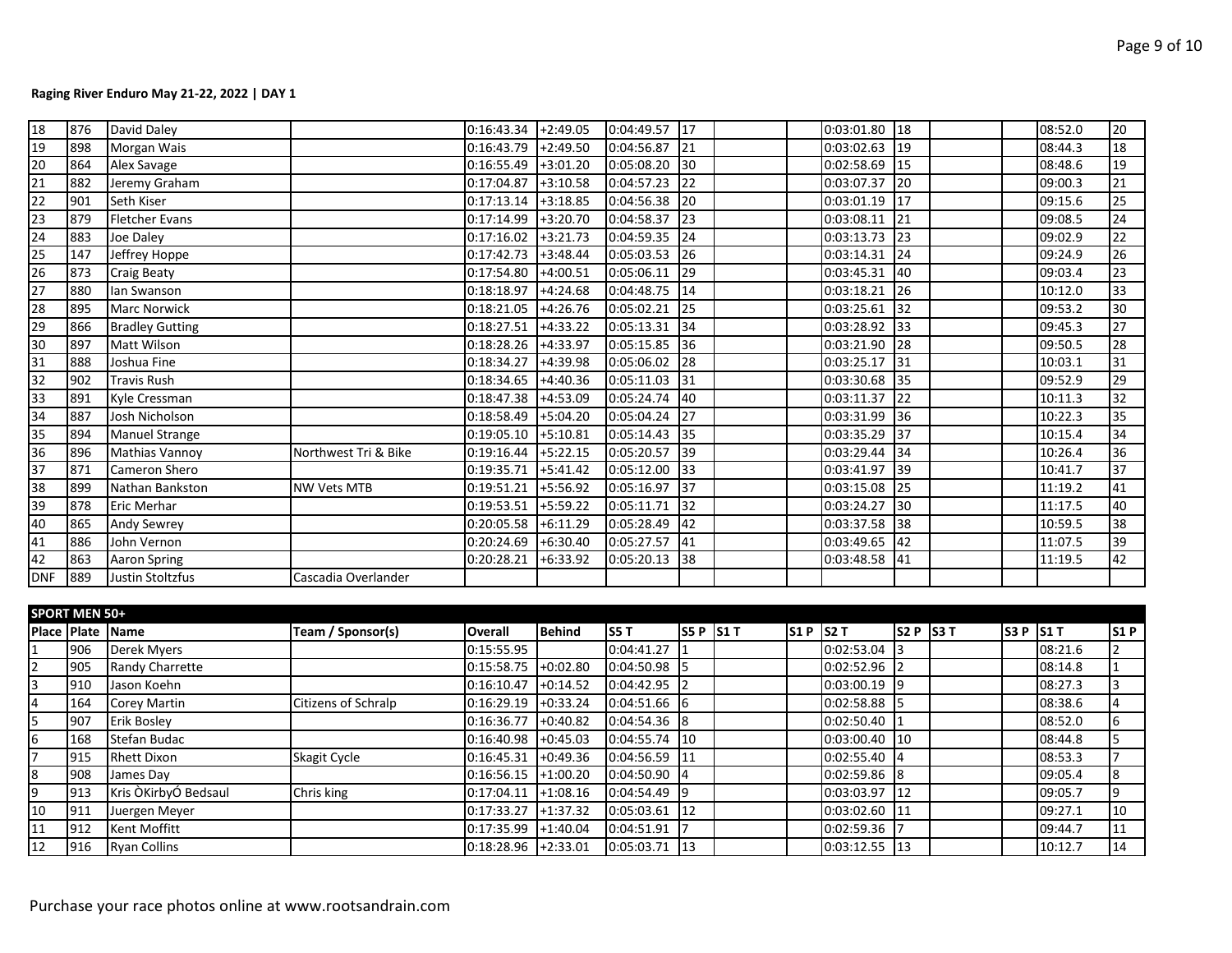**Raging River Enduro May 21-22, 2022 | DAY 1**

| | | | | | | | | | | | | | | | |
|---|---|---|---|---|---|---|---|---|---|---|---|---|---|---|---|
| 18 | 876 | David Daley | | 0:16:43.34 | +2:49.05 | 0:04:49.57 | 17 | | | 0:03:01.80 | 18 | | | 08:52.0 | 20 |
| 19 | 898 | Morgan Wais | | 0:16:43.79 | +2:49.50 | 0:04:56.87 | 21 | | | 0:03:02.63 | 19 | | | 08:44.3 | 18 |
| 20 | 864 | Alex Savage | | 0:16:55.49 | +3:01.20 | 0:05:08.20 | 30 | | | 0:02:58.69 | 15 | | | 08:48.6 | 19 |
| 21 | 882 | Jeremy Graham | | 0:17:04.87 | +3:10.58 | 0:04:57.23 | 22 | | | 0:03:07.37 | 20 | | | 09:00.3 | 21 |
| 22 | 901 | Seth Kiser | | 0:17:13.14 | +3:18.85 | 0:04:56.38 | 20 | | | 0:03:01.19 | 17 | | | 09:15.6 | 25 |
| 23 | 879 | Fletcher Evans | | 0:17:14.99 | +3:20.70 | 0:04:58.37 | 23 | | | 0:03:08.11 | 21 | | | 09:08.5 | 24 |
| 24 | 883 | Joe Daley | | 0:17:16.02 | +3:21.73 | 0:04:59.35 | 24 | | | 0:03:13.73 | 23 | | | 09:02.9 | 22 |
| 25 | 147 | Jeffrey Hoppe | | 0:17:42.73 | +3:48.44 | 0:05:03.53 | 26 | | | 0:03:14.31 | 24 | | | 09:24.9 | 26 |
| 26 | 873 | Craig Beaty | | 0:17:54.80 | +4:00.51 | 0:05:06.11 | 29 | | | 0:03:45.31 | 40 | | | 09:03.4 | 23 |
| 27 | 880 | Ian Swanson | | 0:18:18.97 | +4:24.68 | 0:04:48.75 | 14 | | | 0:03:18.21 | 26 | | | 10:12.0 | 33 |
| 28 | 895 | Marc Norwick | | 0:18:21.05 | +4:26.76 | 0:05:02.21 | 25 | | | 0:03:25.61 | 32 | | | 09:53.2 | 30 |
| 29 | 866 | Bradley Gutting | | 0:18:27.51 | +4:33.22 | 0:05:13.31 | 34 | | | 0:03:28.92 | 33 | | | 09:45.3 | 27 |
| 30 | 897 | Matt Wilson | | 0:18:28.26 | +4:33.97 | 0:05:15.85 | 36 | | | 0:03:21.90 | 28 | | | 09:50.5 | 28 |
| 31 | 888 | Joshua Fine | | 0:18:34.27 | +4:39.98 | 0:05:06.02 | 28 | | | 0:03:25.17 | 31 | | | 10:03.1 | 31 |
| 32 | 902 | Travis Rush | | 0:18:34.65 | +4:40.36 | 0:05:11.03 | 31 | | | 0:03:30.68 | 35 | | | 09:52.9 | 29 |
| 33 | 891 | Kyle Cressman | | 0:18:47.38 | +4:53.09 | 0:05:24.74 | 40 | | | 0:03:11.37 | 22 | | | 10:11.3 | 32 |
| 34 | 887 | Josh Nicholson | | 0:18:58.49 | +5:04.20 | 0:05:04.24 | 27 | | | 0:03:31.99 | 36 | | | 10:22.3 | 35 |
| 35 | 894 | Manuel Strange | | 0:19:05.10 | +5:10.81 | 0:05:14.43 | 35 | | | 0:03:35.29 | 37 | | | 10:15.4 | 34 |
| 36 | 896 | Mathias Vannoy | Northwest Tri & Bike | 0:19:16.44 | +5:22.15 | 0:05:20.57 | 39 | | | 0:03:29.44 | 34 | | | 10:26.4 | 36 |
| 37 | 871 | Cameron Shero | | 0:19:35.71 | +5:41.42 | 0:05:12.00 | 33 | | | 0:03:41.97 | 39 | | | 10:41.7 | 37 |
| 38 | 899 | Nathan Bankston | NW Vets MTB | 0:19:51.21 | +5:56.92 | 0:05:16.97 | 37 | | | 0:03:15.08 | 25 | | | 11:19.2 | 41 |
| 39 | 878 | Eric Merhar | | 0:19:53.51 | +5:59.22 | 0:05:11.71 | 32 | | | 0:03:24.27 | 30 | | | 11:17.5 | 40 |
| 40 | 865 | Andy Sewrey | | 0:20:05.58 | +6:11.29 | 0:05:28.49 | 42 | | | 0:03:37.58 | 38 | | | 10:59.5 | 38 |
| 41 | 886 | John Vernon | | 0:20:24.69 | +6:30.40 | 0:05:27.57 | 41 | | | 0:03:49.65 | 42 | | | 11:07.5 | 39 |
| 42 | 863 | Aaron Spring | | 0:20:28.21 | +6:33.92 | 0:05:20.13 | 38 | | | 0:03:48.58 | 41 | | | 11:19.5 | 42 |
| DNF | 889 | Justin Stoltzfus | Cascadia Overlander | | | | | | | | | | | | |

**SPORT MEN 50+**

| Place | Plate | Name | Team / Sponsor(s) | Overall | Behind | S5 T | S5 P | S1 T | S1 P | S2 T | S2 P | S3 T | S3 P | S1 T | S1 P |
|---|---|---|---|---|---|---|---|---|---|---|---|---|---|---|---|
| 1 | 906 | Derek Myers | | 0:15:55.95 | | 0:04:41.27 | 1 | | | 0:02:53.04 | 3 | | | 08:21.6 | 2 |
| 2 | 905 | Randy Charrette | | 0:15:58.75 | +0:02.80 | 0:04:50.98 | 5 | | | 0:02:52.96 | 2 | | | 08:14.8 | 1 |
| 3 | 910 | Jason Koehn | | 0:16:10.47 | +0:14.52 | 0:04:42.95 | 2 | | | 0:03:00.19 | 9 | | | 08:27.3 | 3 |
| 4 | 164 | Corey Martin | Citizens of Schralp | 0:16:29.19 | +0:33.24 | 0:04:51.66 | 6 | | | 0:02:58.88 | 5 | | | 08:38.6 | 4 |
| 5 | 907 | Erik Bosley | | 0:16:36.77 | +0:40.82 | 0:04:54.36 | 8 | | | 0:02:50.40 | 1 | | | 08:52.0 | 6 |
| 6 | 168 | Stefan Budac | | 0:16:40.98 | +0:45.03 | 0:04:55.74 | 10 | | | 0:03:00.40 | 10 | | | 08:44.8 | 5 |
| 7 | 915 | Rhett Dixon | Skagit Cycle | 0:16:45.31 | +0:49.36 | 0:04:56.59 | 11 | | | 0:02:55.40 | 4 | | | 08:53.3 | 7 |
| 8 | 908 | James Day | | 0:16:56.15 | +1:00.20 | 0:04:50.90 | 4 | | | 0:02:59.86 | 8 | | | 09:05.4 | 8 |
| 9 | 913 | Kris ÒKirbyÓ Bedsaul | Chris king | 0:17:04.11 | +1:08.16 | 0:04:54.49 | 9 | | | 0:03:03.97 | 12 | | | 09:05.7 | 9 |
| 10 | 911 | Juergen Meyer | | 0:17:33.27 | +1:37.32 | 0:05:03.61 | 12 | | | 0:03:02.60 | 11 | | | 09:27.1 | 10 |
| 11 | 912 | Kent Moffitt | | 0:17:35.99 | +1:40.04 | 0:04:51.91 | 7 | | | 0:02:59.36 | 7 | | | 09:44.7 | 11 |
| 12 | 916 | Ryan Collins | | 0:18:28.96 | +2:33.01 | 0:05:03.71 | 13 | | | 0:03:12.55 | 13 | | | 10:12.7 | 14 |

Purchase your race photos online at www.rootsandrain.com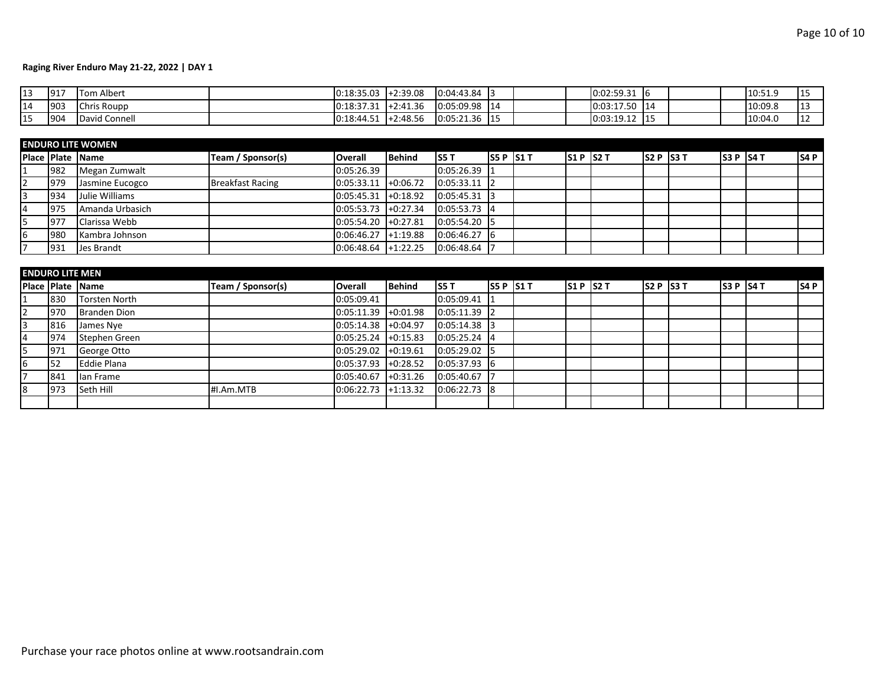**Raging River Enduro May 21-22, 2022 | DAY 1**

| | | | | | | | | | | | | | | | |
|---|---|---|---|---|---|---|---|---|---|---|---|---|---|---|---|
| 13 | 917 | Tom Albert | | 0:18:35.03 | +2:39.08 | 0:04:43.84 | 3 | | | 0:02:59.31 | 6 | | | 10:51.9 | 15 |
| 14 | 903 | Chris Roupp | | 0:18:37.31 | +2:41.36 | 0:05:09.98 | 14 | | | 0:03:17.50 | 14 | | | 10:09.8 | 13 |
| 15 | 904 | David Connell | | 0:18:44.51 | +2:48.56 | 0:05:21.36 | 15 | | | 0:03:19.12 | 15 | | | 10:04.0 | 12 |

**ENDURO LITE WOMEN**

| Place | Plate | Name | Team / Sponsor(s) | Overall | Behind | S5 T | S5 P | S1 T | S1 P | S2 T | S2 P | S3 T | S3 P | S4 T | S4 P |
|---|---|---|---|---|---|---|---|---|---|---|---|---|---|---|---|
| 1 | 982 | Megan Zumwalt | | 0:05:26.39 | | 0:05:26.39 | 1 | | | | | | | | |
| 2 | 979 | Jasmine Eucogco | Breakfast Racing | 0:05:33.11 | +0:06.72 | 0:05:33.11 | 2 | | | | | | | | |
| 3 | 934 | Julie Williams | | 0:05:45.31 | +0:18.92 | 0:05:45.31 | 3 | | | | | | | | |
| 4 | 975 | Amanda Urbasich | | 0:05:53.73 | +0:27.34 | 0:05:53.73 | 4 | | | | | | | | |
| 5 | 977 | Clarissa Webb | | 0:05:54.20 | +0:27.81 | 0:05:54.20 | 5 | | | | | | | | |
| 6 | 980 | Kambra Johnson | | 0:06:46.27 | +1:19.88 | 0:06:46.27 | 6 | | | | | | | | |
| 7 | 931 | Jes Brandt | | 0:06:48.64 | +1:22.25 | 0:06:48.64 | 7 | | | | | | | | |

**ENDURO LITE MEN**

| Place | Plate | Name | Team / Sponsor(s) | Overall | Behind | S5 T | S5 P | S1 T | S1 P | S2 T | S2 P | S3 T | S3 P | S4 T | S4 P |
|---|---|---|---|---|---|---|---|---|---|---|---|---|---|---|---|
| 1 | 830 | Torsten North | | 0:05:09.41 | | 0:05:09.41 | 1 | | | | | | | | |
| 2 | 970 | Branden Dion | | 0:05:11.39 | +0:01.98 | 0:05:11.39 | 2 | | | | | | | | |
| 3 | 816 | James Nye | | 0:05:14.38 | +0:04.97 | 0:05:14.38 | 3 | | | | | | | | |
| 4 | 974 | Stephen Green | | 0:05:25.24 | +0:15.83 | 0:05:25.24 | 4 | | | | | | | | |
| 5 | 971 | George Otto | | 0:05:29.02 | +0:19.61 | 0:05:29.02 | 5 | | | | | | | | |
| 6 | 52 | Eddie Plana | | 0:05:37.93 | +0:28.52 | 0:05:37.93 | 6 | | | | | | | | |
| 7 | 841 | Ian Frame | | 0:05:40.67 | +0:31.26 | 0:05:40.67 | 7 | | | | | | | | |
| 8 | 973 | Seth Hill | #I.Am.MTB | 0:06:22.73 | +1:13.32 | 0:06:22.73 | 8 | | | | | | | | |
| | | | | | | | | | | | | | | | |

Purchase your race photos online at www.rootsandrain.com